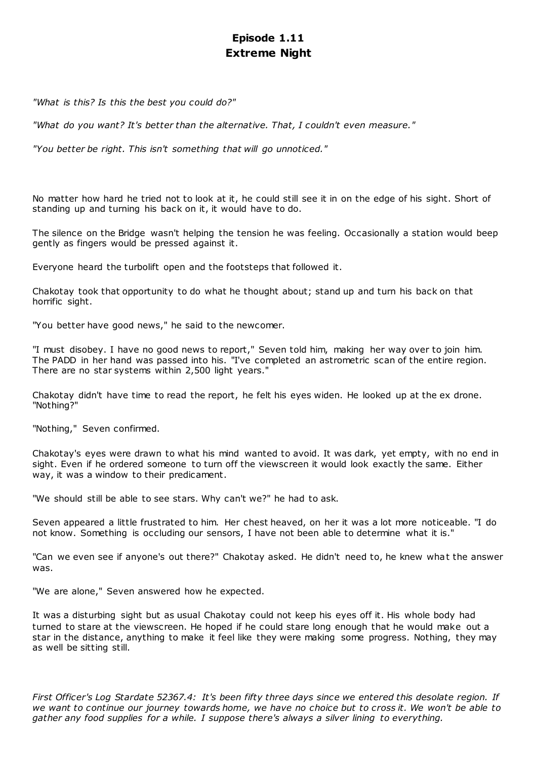# Episode 1.11
# Extreme Night

*"What is this? Is this the best you could do?"*

*"What do you want? It's better than the alternative. That, I couldn't even measure."*

*"You better be right. This isn't something that will go unnoticed."*

No matter how hard he tried not to look at it, he could still see it in on the edge of his sight. Short of standing up and turning his back on it, it would have to do.

The silence on the Bridge wasn't helping the tension he was feeling. Occasionally a station would beep gently as fingers would be pressed against it.

Everyone heard the turbolift open and the footsteps that followed it.

Chakotay took that opportunity to do what he thought about; stand up and turn his back on that horrific sight.

"You better have good news," he said to the newcomer.

"I must disobey. I have no good news to report," Seven told him, making her way over to join him. The PADD in her hand was passed into his. "I've completed an astrometric scan of the entire region. There are no star systems within 2,500 light years."

Chakotay didn't have time to read the report, he felt his eyes widen. He looked up at the ex drone. "Nothing?"

"Nothing," Seven confirmed.

Chakotay's eyes were drawn to what his mind wanted to avoid. It was dark, yet empty, with no end in sight. Even if he ordered someone to turn off the viewscreen it would look exactly the same. Either way, it was a window to their predicament.

"We should still be able to see stars. Why can't we?" he had to ask.

Seven appeared a little frustrated to him. Her chest heaved, on her it was a lot more noticeable. "I do not know. Something is occluding our sensors, I have not been able to determine what it is."

"Can we even see if anyone's out there?" Chakotay asked. He didn't need to, he knew what the answer was.

"We are alone," Seven answered how he expected.

It was a disturbing sight but as usual Chakotay could not keep his eyes off it. His whole body had turned to stare at the viewscreen. He hoped if he could stare long enough that he would make out a star in the distance, anything to make it feel like they were making some progress. Nothing, they may as well be sitting still.

*First Officer's Log Stardate 52367.4: It's been fifty three days since we entered this desolate region. If we want to continue our journey towards home, we have no choice but to cross it. We won't be able to gather any food supplies for a while. I suppose there's always a silver lining to everything.*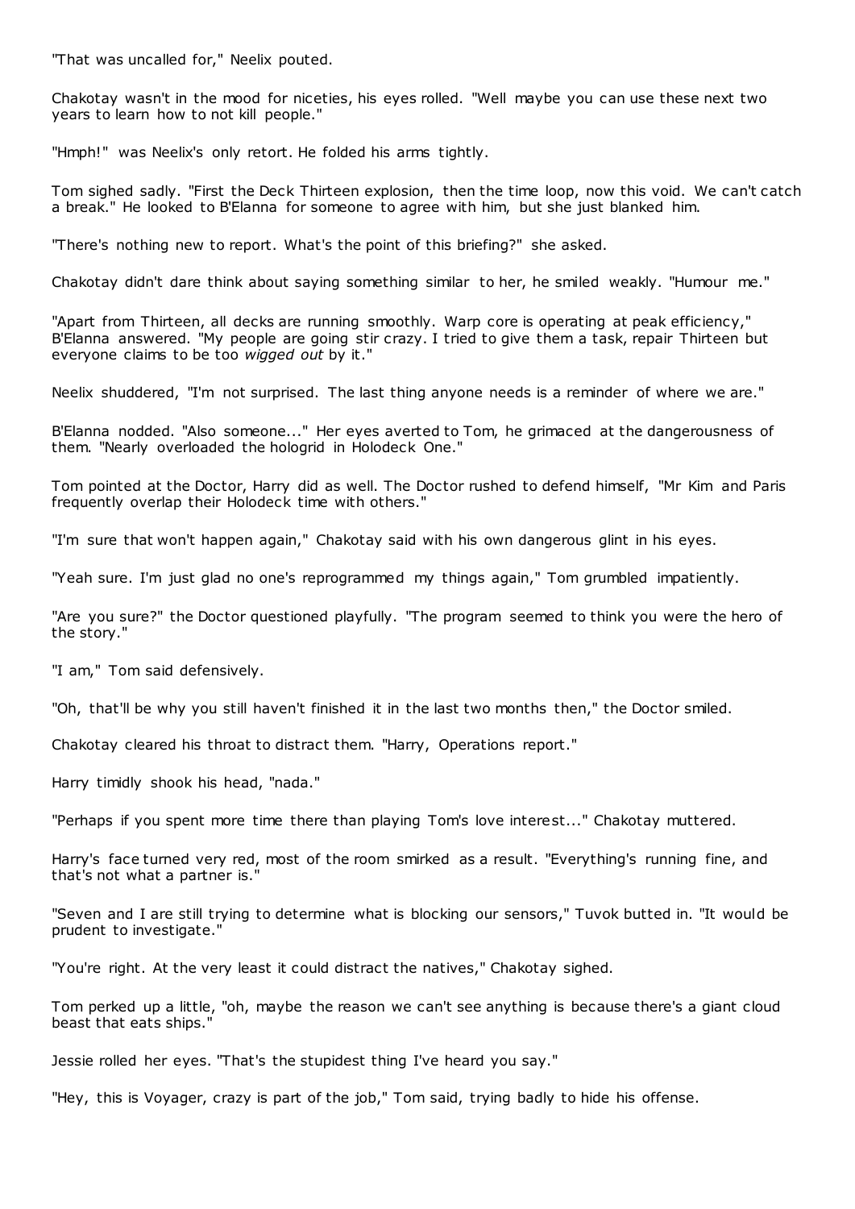"That was uncalled for," Neelix pouted.

Chakotay wasn't in the mood for niceties, his eyes rolled. "Well maybe you can use these next two years to learn how to not kill people."

"Hmph!" was Neelix's only retort. He folded his arms tightly.

Tom sighed sadly. "First the Deck Thirteen explosion, then the time loop, now this void. We can't catch a break." He looked to B'Elanna for someone to agree with him, but she just blanked him.

"There's nothing new to report. What's the point of this briefing?" she asked.

Chakotay didn't dare think about saying something similar to her, he smiled weakly. "Humour me."

"Apart from Thirteen, all decks are running smoothly. Warp core is operating at peak efficiency," B'Elanna answered. "My people are going stir crazy. I tried to give them a task, repair Thirteen but everyone claims to be too *wigged out* by it."

Neelix shuddered, "I'm not surprised. The last thing anyone needs is a reminder of where we are."

B'Elanna nodded. "Also someone..." Her eyes averted to Tom, he grimaced at the dangerousness of them. "Nearly overloaded the hologrid in Holodeck One."

Tom pointed at the Doctor, Harry did as well. The Doctor rushed to defend himself, "Mr Kim and Paris frequently overlap their Holodeck time with others."

"I'm sure that won't happen again," Chakotay said with his own dangerous glint in his eyes.

"Yeah sure. I'm just glad no one's reprogrammed my things again," Tom grumbled impatiently.

"Are you sure?" the Doctor questioned playfully. "The program seemed to think you were the hero of the story."

"I am," Tom said defensively.

"Oh, that'll be why you still haven't finished it in the last two months then," the Doctor smiled.

Chakotay cleared his throat to distract them. "Harry, Operations report."

Harry timidly shook his head, "nada."

"Perhaps if you spent more time there than playing Tom's love interest..." Chakotay muttered.

Harry's face turned very red, most of the room smirked as a result. "Everything's running fine, and that's not what a partner is."

"Seven and I are still trying to determine what is blocking our sensors," Tuvok butted in. "It would be prudent to investigate."

"You're right. At the very least it could distract the natives," Chakotay sighed.

Tom perked up a little, "oh, maybe the reason we can't see anything is because there's a giant cloud beast that eats ships."

Jessie rolled her eyes. "That's the stupidest thing I've heard you say."

"Hey, this is Voyager, crazy is part of the job," Tom said, trying badly to hide his offense.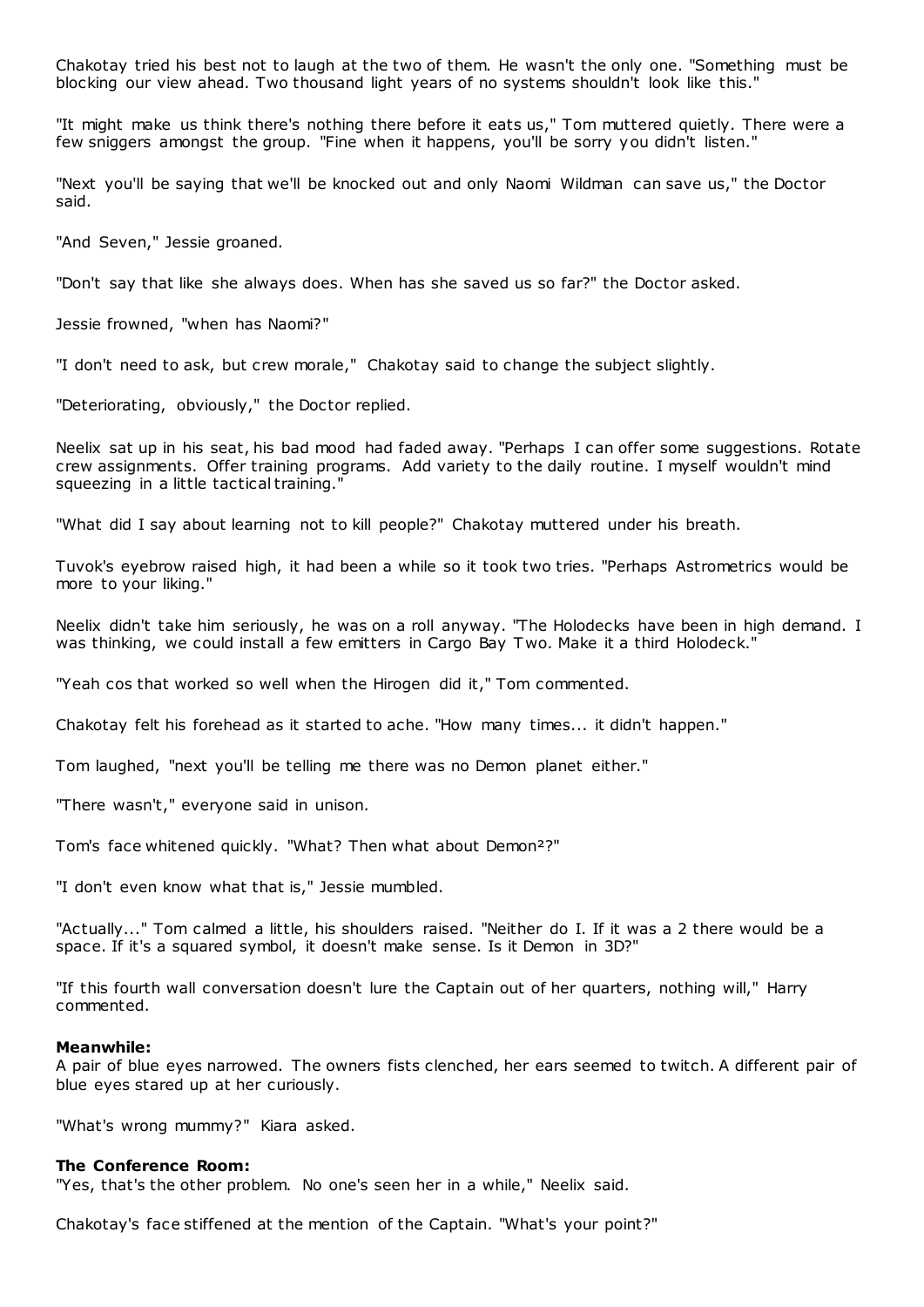Chakotay tried his best not to laugh at the two of them. He wasn't the only one. "Something must be blocking our view ahead. Two thousand light years of no systems shouldn't look like this."

"It might make us think there's nothing there before it eats us," Tom muttered quietly. There were a few sniggers amongst the group. "Fine when it happens, you'll be sorry you didn't listen."

"Next you'll be saying that we'll be knocked out and only Naomi Wildman can save us," the Doctor said.

"And Seven," Jessie groaned.

"Don't say that like she always does. When has she saved us so far?" the Doctor asked.

Jessie frowned, "when has Naomi?"

"I don't need to ask, but crew morale," Chakotay said to change the subject slightly.

"Deteriorating, obviously," the Doctor replied.

Neelix sat up in his seat, his bad mood had faded away. "Perhaps I can offer some suggestions. Rotate crew assignments. Offer training programs. Add variety to the daily routine. I myself wouldn't mind squeezing in a little tactical training."

"What did I say about learning not to kill people?" Chakotay muttered under his breath.

Tuvok's eyebrow raised high, it had been a while so it took two tries. "Perhaps Astrometrics would be more to your liking."

Neelix didn't take him seriously, he was on a roll anyway. "The Holodecks have been in high demand. I was thinking, we could install a few emitters in Cargo Bay Two. Make it a third Holodeck."

"Yeah cos that worked so well when the Hirogen did it," Tom commented.

Chakotay felt his forehead as it started to ache. "How many times... it didn't happen."

Tom laughed, "next you'll be telling me there was no Demon planet either."

"There wasn't," everyone said in unison.

Tom's face whitened quickly. "What? Then what about Demon²?"

"I don't even know what that is," Jessie mumbled.

"Actually..." Tom calmed a little, his shoulders raised. "Neither do I. If it was a 2 there would be a space. If it's a squared symbol, it doesn't make sense. Is it Demon in 3D?"

"If this fourth wall conversation doesn't lure the Captain out of her quarters, nothing will," Harry commented.

**Meanwhile:**
A pair of blue eyes narrowed. The owners fists clenched, her ears seemed to twitch. A different pair of blue eyes stared up at her curiously.

"What's wrong mummy?" Kiara asked.

**The Conference Room:**
"Yes, that's the other problem. No one's seen her in a while," Neelix said.

Chakotay's face stiffened at the mention of the Captain. "What's your point?"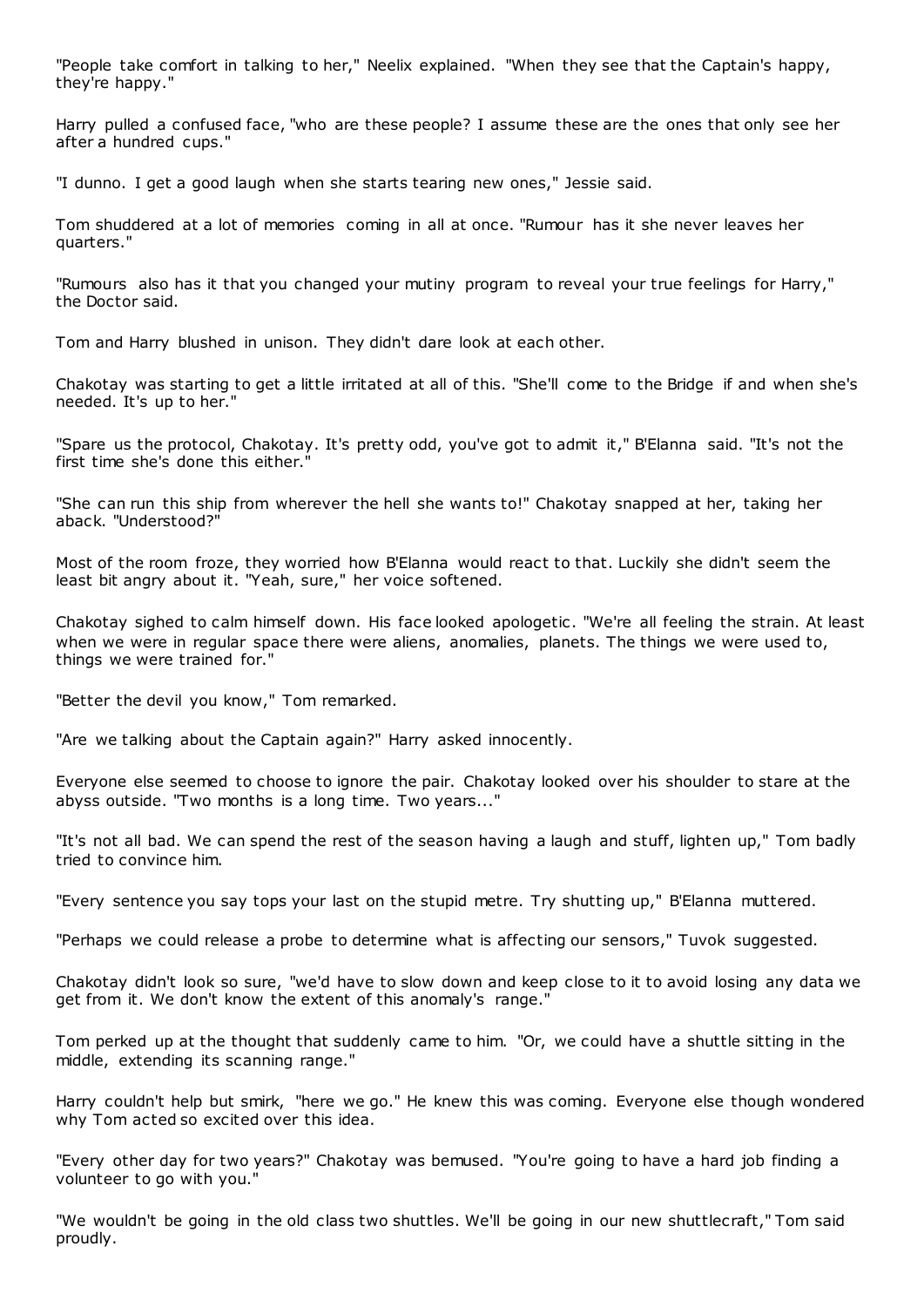"People take comfort in talking to her," Neelix explained. "When they see that the Captain's happy, they're happy."

Harry pulled a confused face, "who are these people? I assume these are the ones that only see her after a hundred cups."

"I dunno. I get a good laugh when she starts tearing new ones," Jessie said.

Tom shuddered at a lot of memories coming in all at once. "Rumour has it she never leaves her quarters."

"Rumours also has it that you changed your mutiny program to reveal your true feelings for Harry," the Doctor said.

Tom and Harry blushed in unison. They didn't dare look at each other.

Chakotay was starting to get a little irritated at all of this. "She'll come to the Bridge if and when she's needed. It's up to her."

"Spare us the protocol, Chakotay. It's pretty odd, you've got to admit it," B'Elanna said. "It's not the first time she's done this either."

"She can run this ship from wherever the hell she wants to!" Chakotay snapped at her, taking her aback. "Understood?"

Most of the room froze, they worried how B'Elanna would react to that. Luckily she didn't seem the least bit angry about it. "Yeah, sure," her voice softened.

Chakotay sighed to calm himself down. His face looked apologetic. "We're all feeling the strain. At least when we were in regular space there were aliens, anomalies, planets. The things we were used to, things we were trained for."

"Better the devil you know," Tom remarked.

"Are we talking about the Captain again?" Harry asked innocently.

Everyone else seemed to choose to ignore the pair. Chakotay looked over his shoulder to stare at the abyss outside. "Two months is a long time. Two years..."

"It's not all bad. We can spend the rest of the season having a laugh and stuff, lighten up," Tom badly tried to convince him.

"Every sentence you say tops your last on the stupid metre. Try shutting up," B'Elanna muttered.

"Perhaps we could release a probe to determine what is affecting our sensors," Tuvok suggested.

Chakotay didn't look so sure, "we'd have to slow down and keep close to it to avoid losing any data we get from it. We don't know the extent of this anomaly's range."

Tom perked up at the thought that suddenly came to him. "Or, we could have a shuttle sitting in the middle, extending its scanning range."

Harry couldn't help but smirk, "here we go." He knew this was coming. Everyone else though wondered why Tom acted so excited over this idea.

"Every other day for two years?" Chakotay was bemused. "You're going to have a hard job finding a volunteer to go with you."

"We wouldn't be going in the old class two shuttles. We'll be going in our new shuttlecraft," Tom said proudly.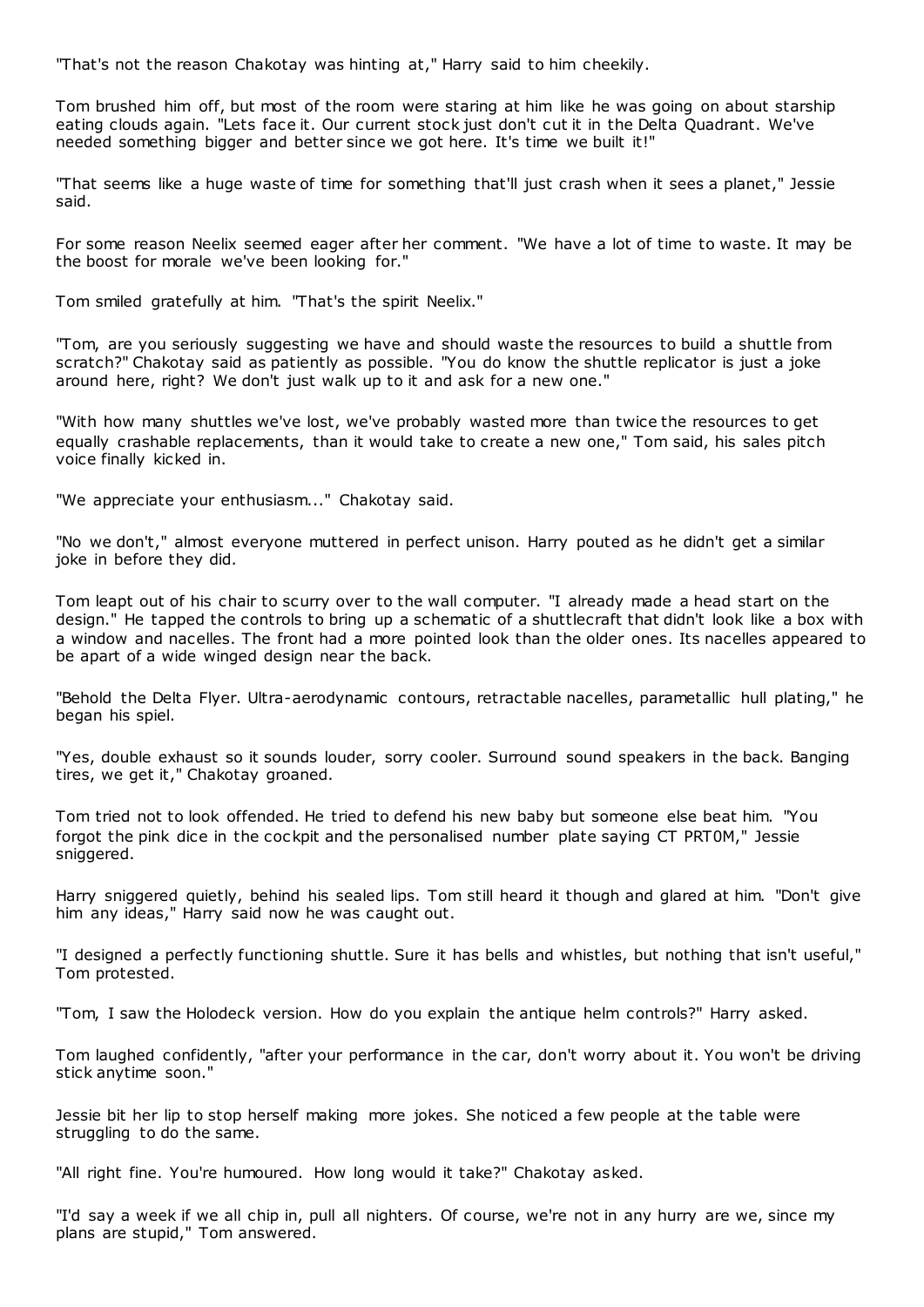"That's not the reason Chakotay was hinting at," Harry said to him cheekily.

Tom brushed him off, but most of the room were staring at him like he was going on about starship eating clouds again. "Lets face it. Our current stock just don't cut it in the Delta Quadrant. We've needed something bigger and better since we got here. It's time we built it!"

"That seems like a huge waste of time for something that'll just crash when it sees a planet," Jessie said.

For some reason Neelix seemed eager after her comment. "We have a lot of time to waste. It may be the boost for morale we've been looking for."

Tom smiled gratefully at him. "That's the spirit Neelix."

"Tom, are you seriously suggesting we have and should waste the resources to build a shuttle from scratch?" Chakotay said as patiently as possible. "You do know the shuttle replicator is just a joke around here, right? We don't just walk up to it and ask for a new one."

"With how many shuttles we've lost, we've probably wasted more than twice the resources to get equally crashable replacements, than it would take to create a new one," Tom said, his sales pitch voice finally kicked in.

"We appreciate your enthusiasm..." Chakotay said.

"No we don't," almost everyone muttered in perfect unison. Harry pouted as he didn't get a similar joke in before they did.

Tom leapt out of his chair to scurry over to the wall computer. "I already made a head start on the design." He tapped the controls to bring up a schematic of a shuttlecraft that didn't look like a box with a window and nacelles. The front had a more pointed look than the older ones. Its nacelles appeared to be apart of a wide winged design near the back.

"Behold the Delta Flyer. Ultra-aerodynamic contours, retractable nacelles, parametallic hull plating," he began his spiel.

"Yes, double exhaust so it sounds louder, sorry cooler. Surround sound speakers in the back. Banging tires, we get it," Chakotay groaned.

Tom tried not to look offended. He tried to defend his new baby but someone else beat him. "You forgot the pink dice in the cockpit and the personalised number plate saying CT PRT0M," Jessie sniggered.

Harry sniggered quietly, behind his sealed lips. Tom still heard it though and glared at him. "Don't give him any ideas," Harry said now he was caught out.

"I designed a perfectly functioning shuttle. Sure it has bells and whistles, but nothing that isn't useful," Tom protested.

"Tom, I saw the Holodeck version. How do you explain the antique helm controls?" Harry asked.

Tom laughed confidently, "after your performance in the car, don't worry about it. You won't be driving stick anytime soon."

Jessie bit her lip to stop herself making more jokes. She noticed a few people at the table were struggling to do the same.

"All right fine. You're humoured. How long would it take?" Chakotay asked.

"I'd say a week if we all chip in, pull all nighters. Of course, we're not in any hurry are we, since my plans are stupid," Tom answered.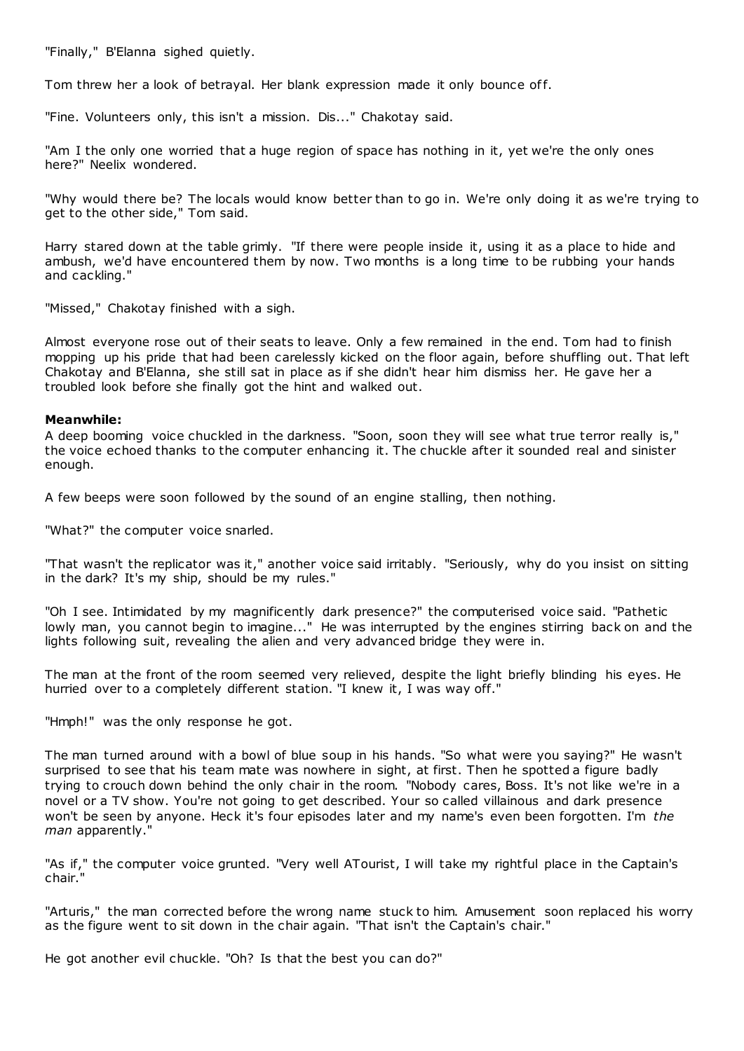"Finally," B'Elanna sighed quietly.

Tom threw her a look of betrayal. Her blank expression made it only bounce off.

"Fine. Volunteers only, this isn't a mission. Dis..." Chakotay said.

"Am I the only one worried that a huge region of space has nothing in it, yet we're the only ones here?" Neelix wondered.

"Why would there be? The locals would know better than to go in. We're only doing it as we're trying to get to the other side," Tom said.

Harry stared down at the table grimly. "If there were people inside it, using it as a place to hide and ambush, we'd have encountered them by now. Two months is a long time to be rubbing your hands and cackling."

"Missed," Chakotay finished with a sigh.

Almost everyone rose out of their seats to leave. Only a few remained in the end. Tom had to finish mopping up his pride that had been carelessly kicked on the floor again, before shuffling out. That left Chakotay and B'Elanna, she still sat in place as if she didn't hear him dismiss her. He gave her a troubled look before she finally got the hint and walked out.

**Meanwhile:**

A deep booming voice chuckled in the darkness. "Soon, soon they will see what true terror really is," the voice echoed thanks to the computer enhancing it. The chuckle after it sounded real and sinister enough.

A few beeps were soon followed by the sound of an engine stalling, then nothing.

"What?" the computer voice snarled.

"That wasn't the replicator was it," another voice said irritably. "Seriously, why do you insist on sitting in the dark? It's my ship, should be my rules."

"Oh I see. Intimidated by my magnificently dark presence?" the computerised voice said. "Pathetic lowly man, you cannot begin to imagine..." He was interrupted by the engines stirring back on and the lights following suit, revealing the alien and very advanced bridge they were in.

The man at the front of the room seemed very relieved, despite the light briefly blinding his eyes. He hurried over to a completely different station. "I knew it, I was way off."

"Hmph!" was the only response he got.

The man turned around with a bowl of blue soup in his hands. "So what were you saying?" He wasn't surprised to see that his team mate was nowhere in sight, at first. Then he spotted a figure badly trying to crouch down behind the only chair in the room. "Nobody cares, Boss. It's not like we're in a novel or a TV show. You're not going to get described. Your so called villainous and dark presence won't be seen by anyone. Heck it's four episodes later and my name's even been forgotten. I'm *the man* apparently."

"As if," the computer voice grunted. "Very well ATourist, I will take my rightful place in the Captain's chair."

"Arturis," the man corrected before the wrong name stuck to him. Amusement soon replaced his worry as the figure went to sit down in the chair again. "That isn't the Captain's chair."

He got another evil chuckle. "Oh? Is that the best you can do?"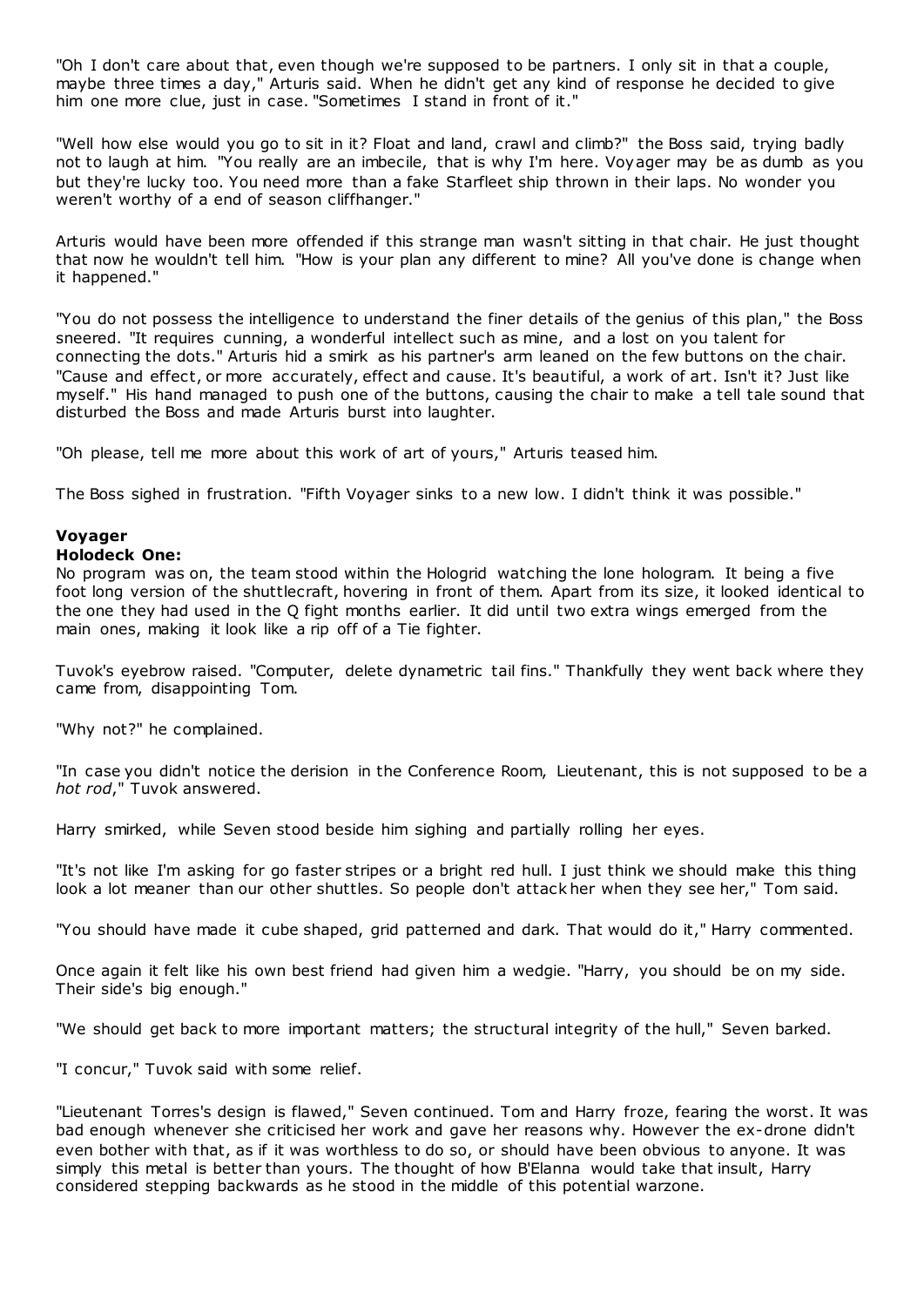"Oh I don't care about that, even though we're supposed to be partners. I only sit in that a couple, maybe three times a day," Arturis said. When he didn't get any kind of response he decided to give him one more clue, just in case. "Sometimes I stand in front of it."

"Well how else would you go to sit in it? Float and land, crawl and climb?" the Boss said, trying badly not to laugh at him. "You really are an imbecile, that is why I'm here. Voyager may be as dumb as you but they're lucky too. You need more than a fake Starfleet ship thrown in their laps. No wonder you weren't worthy of a end of season cliffhanger."

Arturis would have been more offended if this strange man wasn't sitting in that chair. He just thought that now he wouldn't tell him. "How is your plan any different to mine? All you've done is change when it happened."

"You do not possess the intelligence to understand the finer details of the genius of this plan," the Boss sneered. "It requires cunning, a wonderful intellect such as mine, and a lost on you talent for connecting the dots." Arturis hid a smirk as his partner's arm leaned on the few buttons on the chair. "Cause and effect, or more accurately, effect and cause. It's beautiful, a work of art. Isn't it? Just like myself." His hand managed to push one of the buttons, causing the chair to make a tell tale sound that disturbed the Boss and made Arturis burst into laughter.

"Oh please, tell me more about this work of art of yours," Arturis teased him.

The Boss sighed in frustration. "Fifth Voyager sinks to a new low. I didn't think it was possible."

**Voyager**
**Holodeck One:**
No program was on, the team stood within the Hologrid watching the lone hologram. It being a five foot long version of the shuttlecraft, hovering in front of them. Apart from its size, it looked identical to the one they had used in the Q fight months earlier. It did until two extra wings emerged from the main ones, making it look like a rip off of a Tie fighter.

Tuvok's eyebrow raised. "Computer, delete dynametric tail fins." Thankfully they went back where they came from, disappointing Tom.

"Why not?" he complained.

"In case you didn't notice the derision in the Conference Room, Lieutenant, this is not supposed to be a *hot rod*," Tuvok answered.

Harry smirked, while Seven stood beside him sighing and partially rolling her eyes.

"It's not like I'm asking for go faster stripes or a bright red hull. I just think we should make this thing look a lot meaner than our other shuttles. So people don't attack her when they see her," Tom said.

"You should have made it cube shaped, grid patterned and dark. That would do it," Harry commented.

Once again it felt like his own best friend had given him a wedgie. "Harry, you should be on my side. Their side's big enough."

"We should get back to more important matters; the structural integrity of the hull," Seven barked.

"I concur," Tuvok said with some relief.

"Lieutenant Torres's design is flawed," Seven continued. Tom and Harry froze, fearing the worst. It was bad enough whenever she criticised her work and gave her reasons why. However the ex-drone didn't even bother with that, as if it was worthless to do so, or should have been obvious to anyone. It was simply this metal is better than yours. The thought of how B'Elanna would take that insult, Harry considered stepping backwards as he stood in the middle of this potential warzone.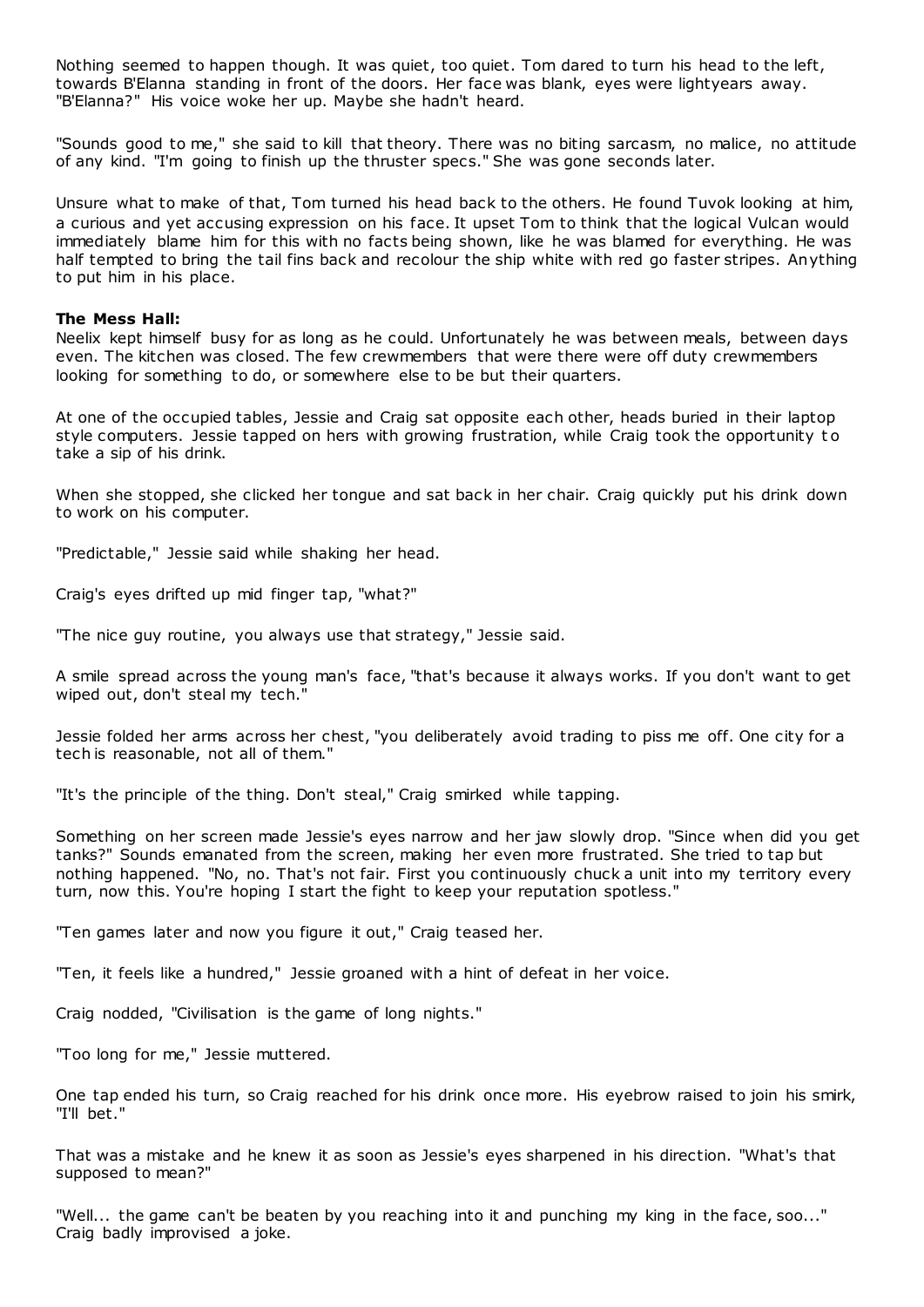Nothing seemed to happen though. It was quiet, too quiet. Tom dared to turn his head to the left, towards B'Elanna standing in front of the doors. Her face was blank, eyes were lightyears away. "B'Elanna?" His voice woke her up. Maybe she hadn't heard.

"Sounds good to me," she said to kill that theory. There was no biting sarcasm, no malice, no attitude of any kind. "I'm going to finish up the thruster specs." She was gone seconds later.

Unsure what to make of that, Tom turned his head back to the others. He found Tuvok looking at him, a curious and yet accusing expression on his face. It upset Tom to think that the logical Vulcan would immediately blame him for this with no facts being shown, like he was blamed for everything. He was half tempted to bring the tail fins back and recolour the ship white with red go faster stripes. Anything to put him in his place.

**The Mess Hall:**

Neelix kept himself busy for as long as he could. Unfortunately he was between meals, between days even. The kitchen was closed. The few crewmembers that were there were off duty crewmembers looking for something to do, or somewhere else to be but their quarters.

At one of the occupied tables, Jessie and Craig sat opposite each other, heads buried in their laptop style computers. Jessie tapped on hers with growing frustration, while Craig took the opportunity to take a sip of his drink.

When she stopped, she clicked her tongue and sat back in her chair. Craig quickly put his drink down to work on his computer.

"Predictable," Jessie said while shaking her head.

Craig's eyes drifted up mid finger tap, "what?"

"The nice guy routine, you always use that strategy," Jessie said.

A smile spread across the young man's face, "that's because it always works. If you don't want to get wiped out, don't steal my tech."

Jessie folded her arms across her chest, "you deliberately avoid trading to piss me off. One city for a tech is reasonable, not all of them."

"It's the principle of the thing. Don't steal," Craig smirked while tapping.

Something on her screen made Jessie's eyes narrow and her jaw slowly drop. "Since when did you get tanks?" Sounds emanated from the screen, making her even more frustrated. She tried to tap but nothing happened. "No, no. That's not fair. First you continuously chuck a unit into my territory every turn, now this. You're hoping I start the fight to keep your reputation spotless."

"Ten games later and now you figure it out," Craig teased her.

"Ten, it feels like a hundred," Jessie groaned with a hint of defeat in her voice.

Craig nodded, "Civilisation is the game of long nights."

"Too long for me," Jessie muttered.

One tap ended his turn, so Craig reached for his drink once more. His eyebrow raised to join his smirk, "I'll bet."

That was a mistake and he knew it as soon as Jessie's eyes sharpened in his direction. "What's that supposed to mean?"

"Well... the game can't be beaten by you reaching into it and punching my king in the face, soo..." Craig badly improvised a joke.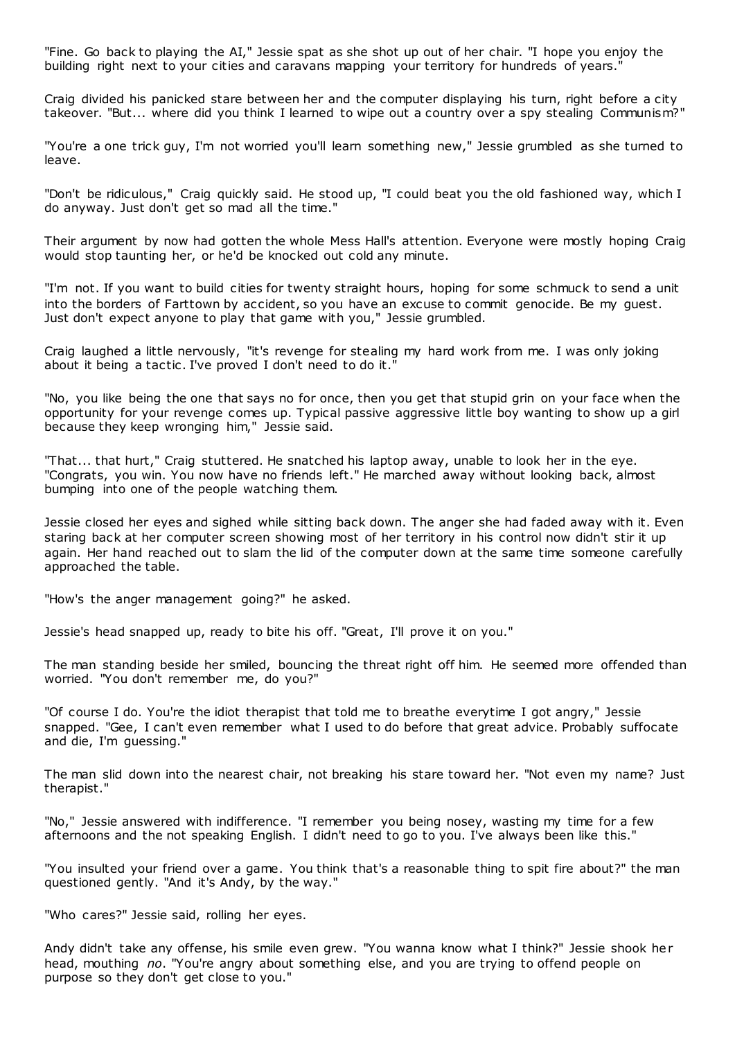"Fine. Go back to playing the AI," Jessie spat as she shot up out of her chair. "I hope you enjoy the building right next to your cities and caravans mapping your territory for hundreds of years."

Craig divided his panicked stare between her and the computer displaying his turn, right before a city takeover. "But... where did you think I learned to wipe out a country over a spy stealing Communism?"

"You're a one trick guy, I'm not worried you'll learn something new," Jessie grumbled as she turned to leave.

"Don't be ridiculous," Craig quickly said. He stood up, "I could beat you the old fashioned way, which I do anyway. Just don't get so mad all the time."

Their argument by now had gotten the whole Mess Hall's attention. Everyone were mostly hoping Craig would stop taunting her, or he'd be knocked out cold any minute.

"I'm not. If you want to build cities for twenty straight hours, hoping for some schmuck to send a unit into the borders of Farttown by accident, so you have an excuse to commit genocide. Be my guest. Just don't expect anyone to play that game with you," Jessie grumbled.

Craig laughed a little nervously, "it's revenge for stealing my hard work from me. I was only joking about it being a tactic. I've proved I don't need to do it."

"No, you like being the one that says no for once, then you get that stupid grin on your face when the opportunity for your revenge comes up. Typical passive aggressive little boy wanting to show up a girl because they keep wronging him," Jessie said.

"That... that hurt," Craig stuttered. He snatched his laptop away, unable to look her in the eye. "Congrats, you win. You now have no friends left." He marched away without looking back, almost bumping into one of the people watching them.

Jessie closed her eyes and sighed while sitting back down. The anger she had faded away with it. Even staring back at her computer screen showing most of her territory in his control now didn't stir it up again. Her hand reached out to slam the lid of the computer down at the same time someone carefully approached the table.

"How's the anger management going?" he asked.

Jessie's head snapped up, ready to bite his off. "Great, I'll prove it on you."

The man standing beside her smiled, bouncing the threat right off him. He seemed more offended than worried. "You don't remember me, do you?"

"Of course I do. You're the idiot therapist that told me to breathe everytime I got angry," Jessie snapped. "Gee, I can't even remember what I used to do before that great advice. Probably suffocate and die, I'm guessing."

The man slid down into the nearest chair, not breaking his stare toward her. "Not even my name? Just therapist."

"No," Jessie answered with indifference. "I remember you being nosey, wasting my time for a few afternoons and the not speaking English. I didn't need to go to you. I've always been like this."

"You insulted your friend over a game. You think that's a reasonable thing to spit fire about?" the man questioned gently. "And it's Andy, by the way."

"Who cares?" Jessie said, rolling her eyes.

Andy didn't take any offense, his smile even grew. "You wanna know what I think?" Jessie shook her head, mouthing *no*. "You're angry about something else, and you are trying to offend people on purpose so they don't get close to you."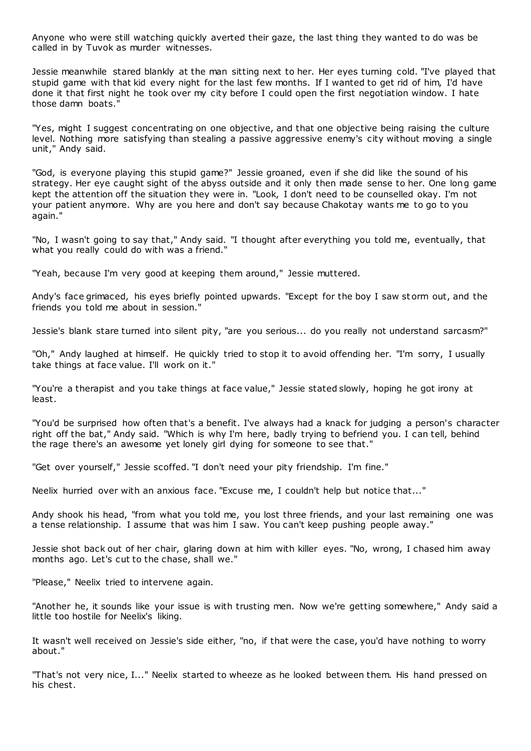Anyone who were still watching quickly averted their gaze, the last thing they wanted to do was be called in by Tuvok as murder witnesses.

Jessie meanwhile stared blankly at the man sitting next to her. Her eyes turning cold. "I've played that stupid game with that kid every night for the last few months. If I wanted to get rid of him, I'd have done it that first night he took over my city before I could open the first negotiation window. I hate those damn boats."

"Yes, might I suggest concentrating on one objective, and that one objective being raising the culture level. Nothing more satisfying than stealing a passive aggressive enemy's city without moving a single unit," Andy said.

"God, is everyone playing this stupid game?" Jessie groaned, even if she did like the sound of his strategy. Her eye caught sight of the abyss outside and it only then made sense to her. One long game kept the attention off the situation they were in. "Look, I don't need to be counselled okay. I'm not your patient anymore. Why are you here and don't say because Chakotay wants me to go to you again."

"No, I wasn't going to say that," Andy said. "I thought after everything you told me, eventually, that what you really could do with was a friend."

"Yeah, because I'm very good at keeping them around," Jessie muttered.

Andy's face grimaced, his eyes briefly pointed upwards. "Except for the boy I saw storm out, and the friends you told me about in session."

Jessie's blank stare turned into silent pity, "are you serious... do you really not understand sarcasm?"

"Oh," Andy laughed at himself. He quickly tried to stop it to avoid offending her. "I'm sorry, I usually take things at face value. I'll work on it."

"You're a therapist and you take things at face value," Jessie stated slowly, hoping he got irony at least.

"You'd be surprised how often that's a benefit. I've always had a knack for judging a person's character right off the bat," Andy said. "Which is why I'm here, badly trying to befriend you. I can tell, behind the rage there's an awesome yet lonely girl dying for someone to see that."

"Get over yourself," Jessie scoffed. "I don't need your pity friendship. I'm fine."

Neelix hurried over with an anxious face. "Excuse me, I couldn't help but notice that..."

Andy shook his head, "from what you told me, you lost three friends, and your last remaining one was a tense relationship. I assume that was him I saw. You can't keep pushing people away."

Jessie shot back out of her chair, glaring down at him with killer eyes. "No, wrong, I chased him away months ago. Let's cut to the chase, shall we."

"Please," Neelix tried to intervene again.

"Another he, it sounds like your issue is with trusting men. Now we're getting somewhere," Andy said a little too hostile for Neelix's liking.

It wasn't well received on Jessie's side either, "no, if that were the case, you'd have nothing to worry about."

"That's not very nice, I..." Neelix started to wheeze as he looked between them. His hand pressed on his chest.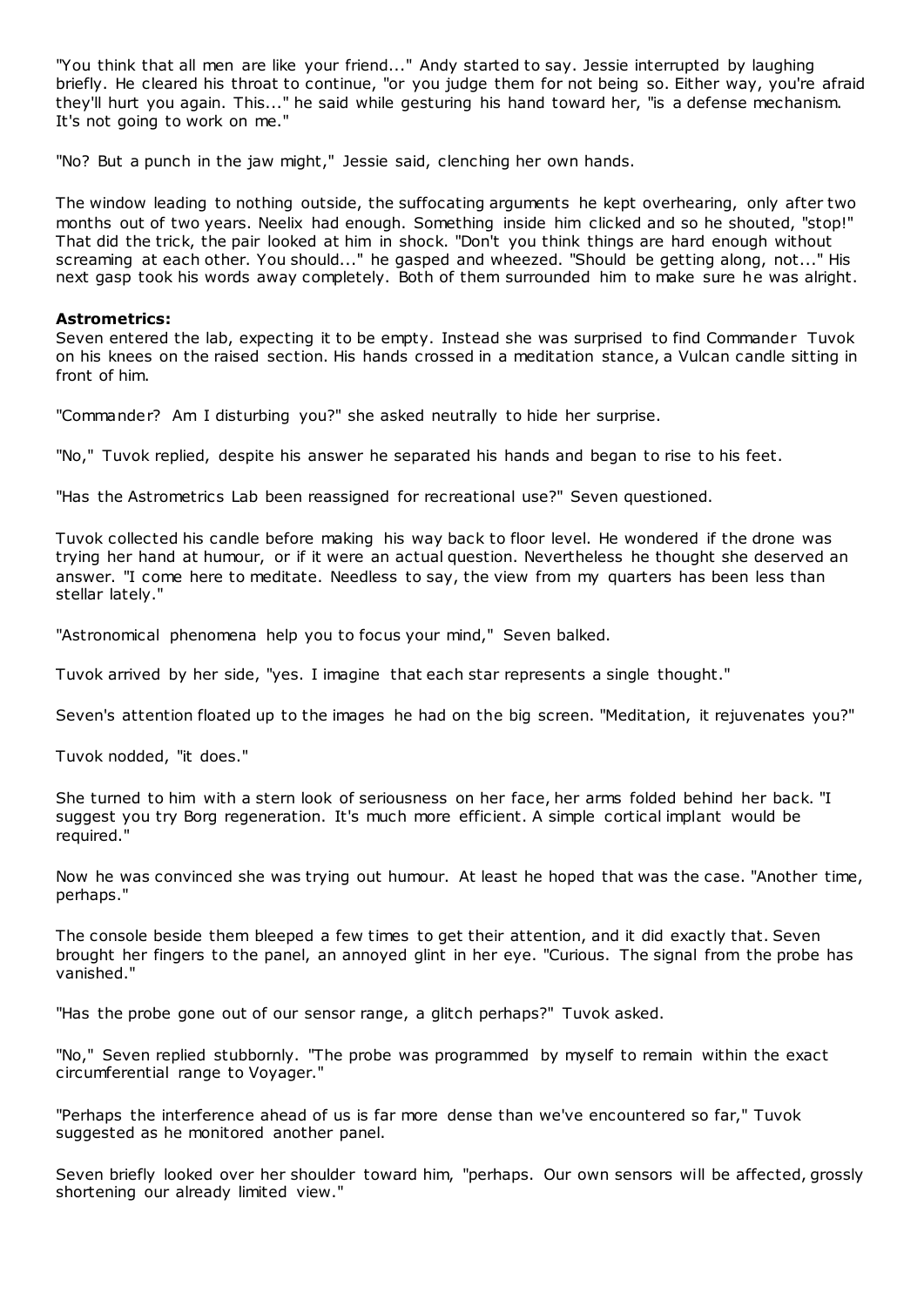"You think that all men are like your friend..." Andy started to say. Jessie interrupted by laughing briefly. He cleared his throat to continue, "or you judge them for not being so. Either way, you're afraid they'll hurt you again. This..." he said while gesturing his hand toward her, "is a defense mechanism. It's not going to work on me."

"No? But a punch in the jaw might," Jessie said, clenching her own hands.

The window leading to nothing outside, the suffocating arguments he kept overhearing, only after two months out of two years. Neelix had enough. Something inside him clicked and so he shouted, "stop!" That did the trick, the pair looked at him in shock. "Don't you think things are hard enough without screaming at each other. You should..." he gasped and wheezed. "Should be getting along, not..." His next gasp took his words away completely. Both of them surrounded him to make sure he was alright.

**Astrometrics:**

Seven entered the lab, expecting it to be empty. Instead she was surprised to find Commander Tuvok on his knees on the raised section. His hands crossed in a meditation stance, a Vulcan candle sitting in front of him.

"Commander? Am I disturbing you?" she asked neutrally to hide her surprise.

"No," Tuvok replied, despite his answer he separated his hands and began to rise to his feet.

"Has the Astrometrics Lab been reassigned for recreational use?" Seven questioned.

Tuvok collected his candle before making his way back to floor level. He wondered if the drone was trying her hand at humour, or if it were an actual question. Nevertheless he thought she deserved an answer. "I come here to meditate. Needless to say, the view from my quarters has been less than stellar lately."

"Astronomical phenomena help you to focus your mind," Seven balked.

Tuvok arrived by her side, "yes. I imagine that each star represents a single thought."

Seven's attention floated up to the images he had on the big screen. "Meditation, it rejuvenates you?"

Tuvok nodded, "it does."

She turned to him with a stern look of seriousness on her face, her arms folded behind her back. "I suggest you try Borg regeneration. It's much more efficient. A simple cortical implant would be required."

Now he was convinced she was trying out humour. At least he hoped that was the case. "Another time, perhaps."

The console beside them bleeped a few times to get their attention, and it did exactly that. Seven brought her fingers to the panel, an annoyed glint in her eye. "Curious. The signal from the probe has vanished."

"Has the probe gone out of our sensor range, a glitch perhaps?" Tuvok asked.

"No," Seven replied stubbornly. "The probe was programmed by myself to remain within the exact circumferential range to Voyager."

"Perhaps the interference ahead of us is far more dense than we've encountered so far," Tuvok suggested as he monitored another panel.

Seven briefly looked over her shoulder toward him, "perhaps. Our own sensors will be affected, grossly shortening our already limited view."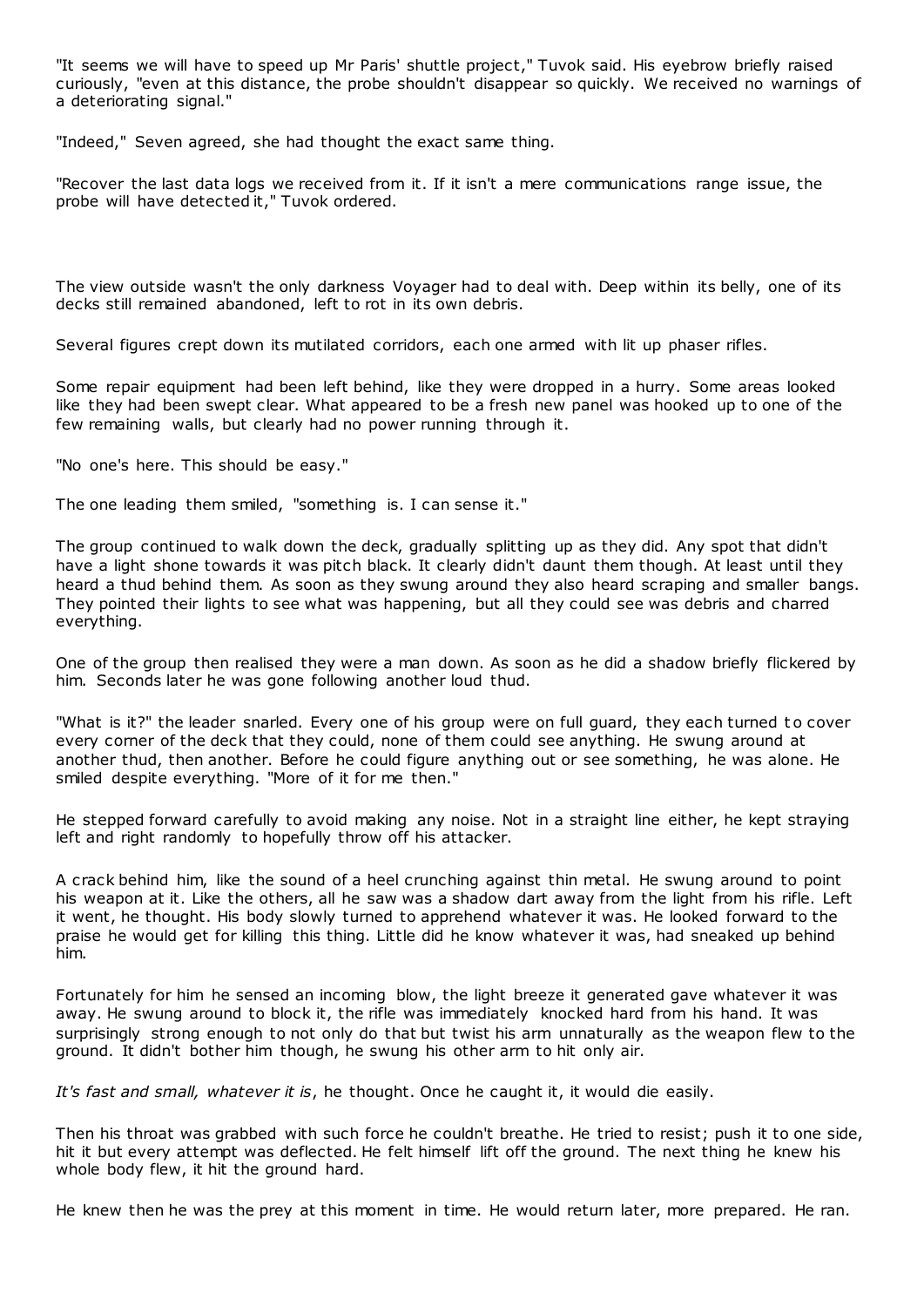"It seems we will have to speed up Mr Paris' shuttle project," Tuvok said. His eyebrow briefly raised curiously, "even at this distance, the probe shouldn't disappear so quickly. We received no warnings of a deteriorating signal."

"Indeed," Seven agreed, she had thought the exact same thing.

"Recover the last data logs we received from it. If it isn't a mere communications range issue, the probe will have detected it," Tuvok ordered.

The view outside wasn't the only darkness Voyager had to deal with. Deep within its belly, one of its decks still remained abandoned, left to rot in its own debris.

Several figures crept down its mutilated corridors, each one armed with lit up phaser rifles.

Some repair equipment had been left behind, like they were dropped in a hurry. Some areas looked like they had been swept clear. What appeared to be a fresh new panel was hooked up to one of the few remaining walls, but clearly had no power running through it.

"No one's here. This should be easy."

The one leading them smiled, "something is. I can sense it."

The group continued to walk down the deck, gradually splitting up as they did. Any spot that didn't have a light shone towards it was pitch black. It clearly didn't daunt them though. At least until they heard a thud behind them. As soon as they swung around they also heard scraping and smaller bangs. They pointed their lights to see what was happening, but all they could see was debris and charred everything.

One of the group then realised they were a man down. As soon as he did a shadow briefly flickered by him. Seconds later he was gone following another loud thud.

"What is it?" the leader snarled. Every one of his group were on full guard, they each turned to cover every corner of the deck that they could, none of them could see anything. He swung around at another thud, then another. Before he could figure anything out or see something, he was alone. He smiled despite everything. "More of it for me then."

He stepped forward carefully to avoid making any noise. Not in a straight line either, he kept straying left and right randomly to hopefully throw off his attacker.

A crack behind him, like the sound of a heel crunching against thin metal. He swung around to point his weapon at it. Like the others, all he saw was a shadow dart away from the light from his rifle. Left it went, he thought. His body slowly turned to apprehend whatever it was. He looked forward to the praise he would get for killing this thing. Little did he know whatever it was, had sneaked up behind him.

Fortunately for him he sensed an incoming blow, the light breeze it generated gave whatever it was away. He swung around to block it, the rifle was immediately knocked hard from his hand. It was surprisingly strong enough to not only do that but twist his arm unnaturally as the weapon flew to the ground. It didn't bother him though, he swung his other arm to hit only air.

*It's fast and small, whatever it is*, he thought. Once he caught it, it would die easily.

Then his throat was grabbed with such force he couldn't breathe. He tried to resist; push it to one side, hit it but every attempt was deflected. He felt himself lift off the ground. The next thing he knew his whole body flew, it hit the ground hard.

He knew then he was the prey at this moment in time. He would return later, more prepared. He ran.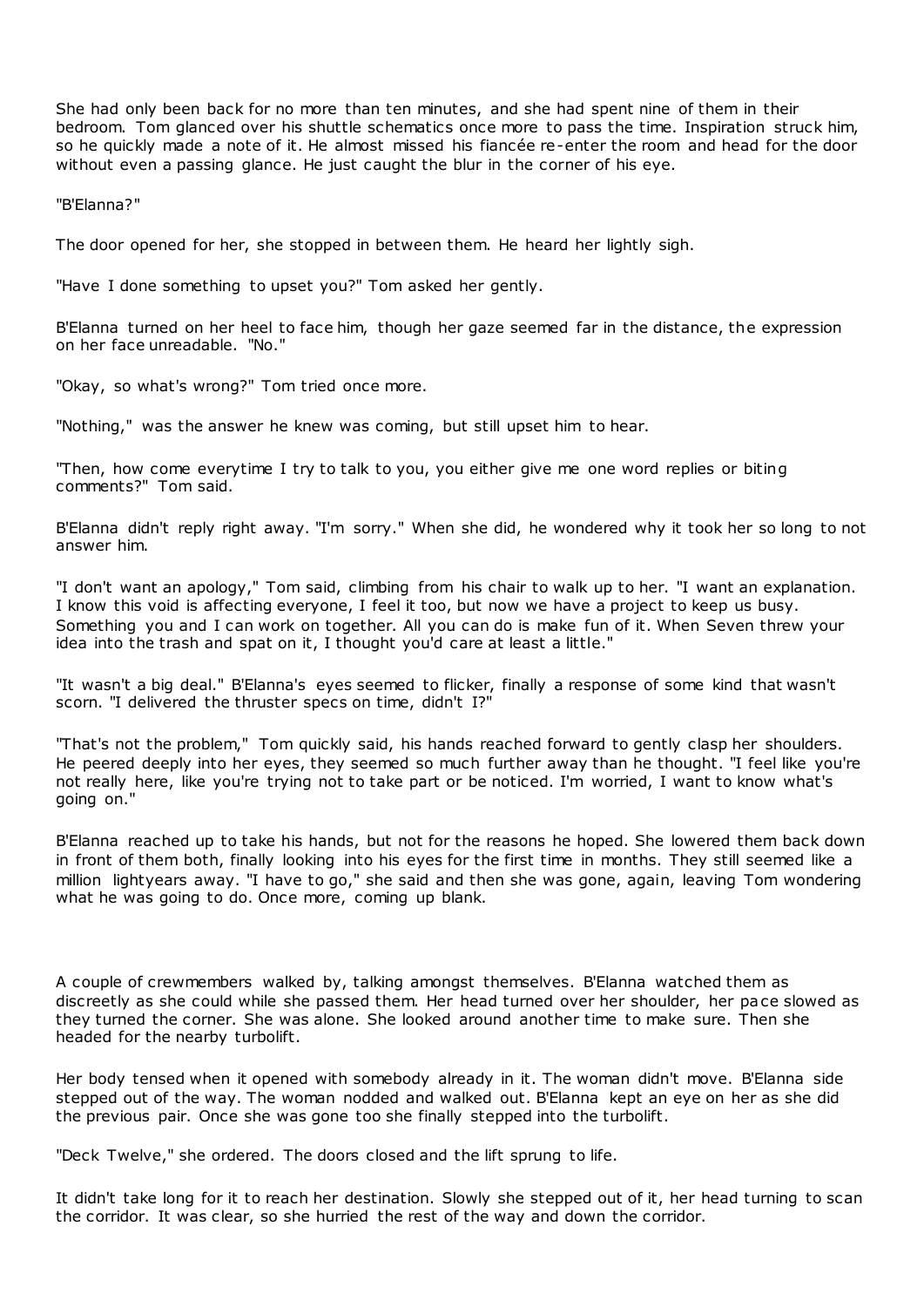She had only been back for no more than ten minutes, and she had spent nine of them in their bedroom. Tom glanced over his shuttle schematics once more to pass the time. Inspiration struck him, so he quickly made a note of it. He almost missed his fiancée re-enter the room and head for the door without even a passing glance. He just caught the blur in the corner of his eye.

"B'Elanna?"

The door opened for her, she stopped in between them. He heard her lightly sigh.

"Have I done something to upset you?" Tom asked her gently.

B'Elanna turned on her heel to face him, though her gaze seemed far in the distance, the expression on her face unreadable. "No."

"Okay, so what's wrong?" Tom tried once more.

"Nothing," was the answer he knew was coming, but still upset him to hear.

"Then, how come everytime I try to talk to you, you either give me one word replies or biting comments?" Tom said.

B'Elanna didn't reply right away. "I'm sorry." When she did, he wondered why it took her so long to not answer him.

"I don't want an apology," Tom said, climbing from his chair to walk up to her. "I want an explanation. I know this void is affecting everyone, I feel it too, but now we have a project to keep us busy. Something you and I can work on together. All you can do is make fun of it. When Seven threw your idea into the trash and spat on it, I thought you'd care at least a little."

"It wasn't a big deal." B'Elanna's eyes seemed to flicker, finally a response of some kind that wasn't scorn. "I delivered the thruster specs on time, didn't I?"

"That's not the problem," Tom quickly said, his hands reached forward to gently clasp her shoulders. He peered deeply into her eyes, they seemed so much further away than he thought. "I feel like you're not really here, like you're trying not to take part or be noticed. I'm worried, I want to know what's going on."

B'Elanna reached up to take his hands, but not for the reasons he hoped. She lowered them back down in front of them both, finally looking into his eyes for the first time in months. They still seemed like a million lightyears away. "I have to go," she said and then she was gone, again, leaving Tom wondering what he was going to do. Once more, coming up blank.

A couple of crewmembers walked by, talking amongst themselves. B'Elanna watched them as discreetly as she could while she passed them. Her head turned over her shoulder, her pace slowed as they turned the corner. She was alone. She looked around another time to make sure. Then she headed for the nearby turbolift.

Her body tensed when it opened with somebody already in it. The woman didn't move. B'Elanna side stepped out of the way. The woman nodded and walked out. B'Elanna kept an eye on her as she did the previous pair. Once she was gone too she finally stepped into the turbolift.

"Deck Twelve," she ordered. The doors closed and the lift sprung to life.

It didn't take long for it to reach her destination. Slowly she stepped out of it, her head turning to scan the corridor. It was clear, so she hurried the rest of the way and down the corridor.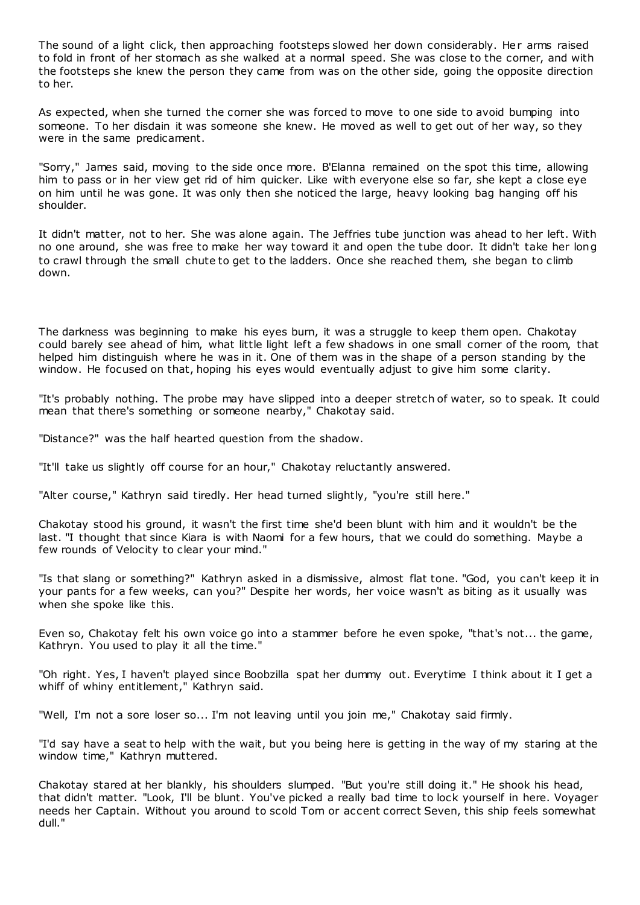The sound of a light click, then approaching footsteps slowed her down considerably. Her arms raised to fold in front of her stomach as she walked at a normal speed. She was close to the corner, and with the footsteps she knew the person they came from was on the other side, going the opposite direction to her.

As expected, when she turned the corner she was forced to move to one side to avoid bumping into someone. To her disdain it was someone she knew. He moved as well to get out of her way, so they were in the same predicament.

"Sorry," James said, moving to the side once more. B'Elanna remained on the spot this time, allowing him to pass or in her view get rid of him quicker. Like with everyone else so far, she kept a close eye on him until he was gone. It was only then she noticed the large, heavy looking bag hanging off his shoulder.

It didn't matter, not to her. She was alone again. The Jeffries tube junction was ahead to her left. With no one around, she was free to make her way toward it and open the tube door. It didn't take her long to crawl through the small chute to get to the ladders. Once she reached them, she began to climb down.

The darkness was beginning to make his eyes burn, it was a struggle to keep them open. Chakotay could barely see ahead of him, what little light left a few shadows in one small corner of the room, that helped him distinguish where he was in it. One of them was in the shape of a person standing by the window. He focused on that, hoping his eyes would eventually adjust to give him some clarity.

"It's probably nothing. The probe may have slipped into a deeper stretch of water, so to speak. It could mean that there's something or someone nearby," Chakotay said.

"Distance?" was the half hearted question from the shadow.

"It'll take us slightly off course for an hour," Chakotay reluctantly answered.

"Alter course," Kathryn said tiredly. Her head turned slightly, "you're still here."

Chakotay stood his ground, it wasn't the first time she'd been blunt with him and it wouldn't be the last. "I thought that since Kiara is with Naomi for a few hours, that we could do something. Maybe a few rounds of Velocity to clear your mind."

"Is that slang or something?" Kathryn asked in a dismissive, almost flat tone. "God, you can't keep it in your pants for a few weeks, can you?" Despite her words, her voice wasn't as biting as it usually was when she spoke like this.

Even so, Chakotay felt his own voice go into a stammer before he even spoke, "that's not... the game, Kathryn. You used to play it all the time."

"Oh right. Yes, I haven't played since Boobzilla spat her dummy out. Everytime I think about it I get a whiff of whiny entitlement," Kathryn said.

"Well, I'm not a sore loser so... I'm not leaving until you join me," Chakotay said firmly.

"I'd say have a seat to help with the wait, but you being here is getting in the way of my staring at the window time," Kathryn muttered.

Chakotay stared at her blankly, his shoulders slumped. "But you're still doing it." He shook his head, that didn't matter. "Look, I'll be blunt. You've picked a really bad time to lock yourself in here. Voyager needs her Captain. Without you around to scold Tom or accent correct Seven, this ship feels somewhat dull."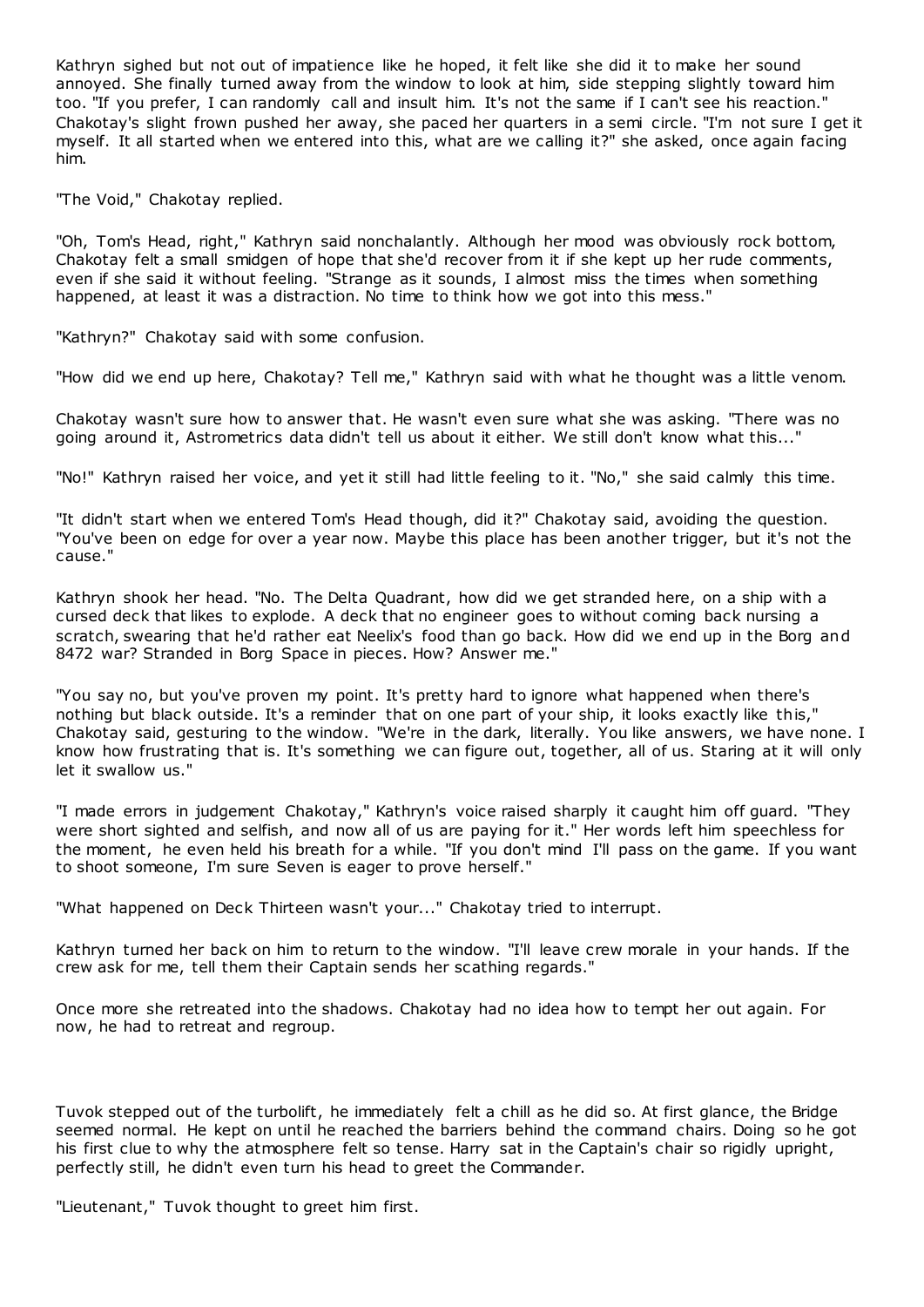Kathryn sighed but not out of impatience like he hoped, it felt like she did it to make her sound annoyed. She finally turned away from the window to look at him, side stepping slightly toward him too. "If you prefer, I can randomly call and insult him. It's not the same if I can't see his reaction." Chakotay's slight frown pushed her away, she paced her quarters in a semi circle. "I'm not sure I get it myself. It all started when we entered into this, what are we calling it?" she asked, once again facing him.

"The Void," Chakotay replied.

"Oh, Tom's Head, right," Kathryn said nonchalantly. Although her mood was obviously rock bottom, Chakotay felt a small smidgen of hope that she'd recover from it if she kept up her rude comments, even if she said it without feeling. "Strange as it sounds, I almost miss the times when something happened, at least it was a distraction. No time to think how we got into this mess."

"Kathryn?" Chakotay said with some confusion.

"How did we end up here, Chakotay? Tell me," Kathryn said with what he thought was a little venom.

Chakotay wasn't sure how to answer that. He wasn't even sure what she was asking. "There was no going around it, Astrometrics data didn't tell us about it either. We still don't know what this..."

"No!" Kathryn raised her voice, and yet it still had little feeling to it. "No," she said calmly this time.

"It didn't start when we entered Tom's Head though, did it?" Chakotay said, avoiding the question. "You've been on edge for over a year now. Maybe this place has been another trigger, but it's not the cause."

Kathryn shook her head. "No. The Delta Quadrant, how did we get stranded here, on a ship with a cursed deck that likes to explode. A deck that no engineer goes to without coming back nursing a scratch, swearing that he'd rather eat Neelix's food than go back. How did we end up in the Borg and 8472 war? Stranded in Borg Space in pieces. How? Answer me."

"You say no, but you've proven my point. It's pretty hard to ignore what happened when there's nothing but black outside. It's a reminder that on one part of your ship, it looks exactly like this," Chakotay said, gesturing to the window. "We're in the dark, literally. You like answers, we have none. I know how frustrating that is. It's something we can figure out, together, all of us. Staring at it will only let it swallow us."

"I made errors in judgement Chakotay," Kathryn's voice raised sharply it caught him off guard. "They were short sighted and selfish, and now all of us are paying for it." Her words left him speechless for the moment, he even held his breath for a while. "If you don't mind I'll pass on the game. If you want to shoot someone, I'm sure Seven is eager to prove herself."

"What happened on Deck Thirteen wasn't your..." Chakotay tried to interrupt.

Kathryn turned her back on him to return to the window. "I'll leave crew morale in your hands. If the crew ask for me, tell them their Captain sends her scathing regards."

Once more she retreated into the shadows. Chakotay had no idea how to tempt her out again. For now, he had to retreat and regroup.

Tuvok stepped out of the turbolift, he immediately felt a chill as he did so. At first glance, the Bridge seemed normal. He kept on until he reached the barriers behind the command chairs. Doing so he got his first clue to why the atmosphere felt so tense. Harry sat in the Captain's chair so rigidly upright, perfectly still, he didn't even turn his head to greet the Commander.

"Lieutenant," Tuvok thought to greet him first.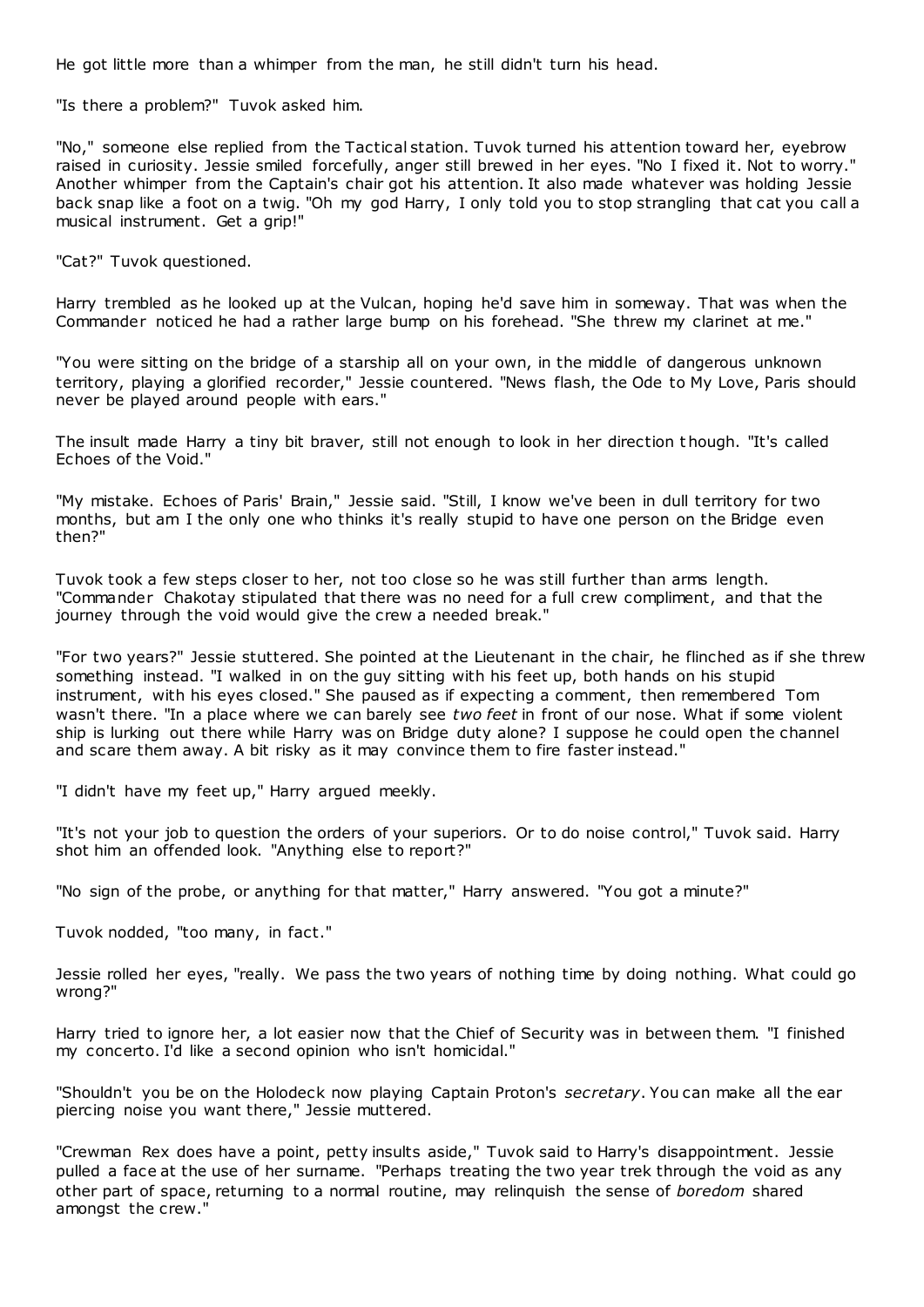He got little more than a whimper from the man, he still didn't turn his head.

"Is there a problem?" Tuvok asked him.

"No," someone else replied from the Tactical station. Tuvok turned his attention toward her, eyebrow raised in curiosity. Jessie smiled forcefully, anger still brewed in her eyes. "No I fixed it. Not to worry." Another whimper from the Captain's chair got his attention. It also made whatever was holding Jessie back snap like a foot on a twig. "Oh my god Harry, I only told you to stop strangling that cat you call a musical instrument. Get a grip!"

"Cat?" Tuvok questioned.

Harry trembled as he looked up at the Vulcan, hoping he'd save him in someway. That was when the Commander noticed he had a rather large bump on his forehead. "She threw my clarinet at me."

"You were sitting on the bridge of a starship all on your own, in the middle of dangerous unknown territory, playing a glorified recorder," Jessie countered. "News flash, the Ode to My Love, Paris should never be played around people with ears."

The insult made Harry a tiny bit braver, still not enough to look in her direction though. "It's called Echoes of the Void."

"My mistake. Echoes of Paris' Brain," Jessie said. "Still, I know we've been in dull territory for two months, but am I the only one who thinks it's really stupid to have one person on the Bridge even then?"

Tuvok took a few steps closer to her, not too close so he was still further than arms length. "Commander Chakotay stipulated that there was no need for a full crew compliment, and that the journey through the void would give the crew a needed break."

"For two years?" Jessie stuttered. She pointed at the Lieutenant in the chair, he flinched as if she threw something instead. "I walked in on the guy sitting with his feet up, both hands on his stupid instrument, with his eyes closed." She paused as if expecting a comment, then remembered Tom wasn't there. "In a place where we can barely see *two feet* in front of our nose. What if some violent ship is lurking out there while Harry was on Bridge duty alone? I suppose he could open the channel and scare them away. A bit risky as it may convince them to fire faster instead."

"I didn't have my feet up," Harry argued meekly.

"It's not your job to question the orders of your superiors. Or to do noise control," Tuvok said. Harry shot him an offended look. "Anything else to report?"

"No sign of the probe, or anything for that matter," Harry answered. "You got a minute?"

Tuvok nodded, "too many, in fact."

Jessie rolled her eyes, "really. We pass the two years of nothing time by doing nothing. What could go wrong?"

Harry tried to ignore her, a lot easier now that the Chief of Security was in between them. "I finished my concerto. I'd like a second opinion who isn't homicidal."

"Shouldn't you be on the Holodeck now playing Captain Proton's *secretary*. You can make all the ear piercing noise you want there," Jessie muttered.

"Crewman Rex does have a point, petty insults aside," Tuvok said to Harry's disappointment. Jessie pulled a face at the use of her surname. "Perhaps treating the two year trek through the void as any other part of space, returning to a normal routine, may relinquish the sense of *boredom* shared amongst the crew."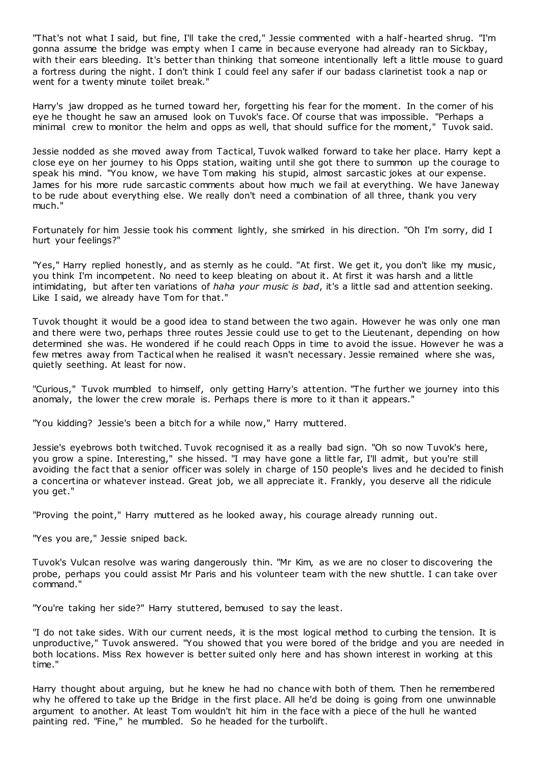"That's not what I said, but fine, I'll take the cred," Jessie commented with a half-hearted shrug. "I'm gonna assume the bridge was empty when I came in because everyone had already ran to Sickbay, with their ears bleeding. It's better than thinking that someone intentionally left a little mouse to guard a fortress during the night. I don't think I could feel any safer if our badass clarinetist took a nap or went for a twenty minute toilet break."

Harry's jaw dropped as he turned toward her, forgetting his fear for the moment. In the corner of his eye he thought he saw an amused look on Tuvok's face. Of course that was impossible. "Perhaps a minimal crew to monitor the helm and opps as well, that should suffice for the moment," Tuvok said.

Jessie nodded as she moved away from Tactical, Tuvok walked forward to take her place. Harry kept a close eye on her journey to his Opps station, waiting until she got there to summon up the courage to speak his mind. "You know, we have Tom making his stupid, almost sarcastic jokes at our expense. James for his more rude sarcastic comments about how much we fail at everything. We have Janeway to be rude about everything else. We really don't need a combination of all three, thank you very much."

Fortunately for him Jessie took his comment lightly, she smirked in his direction. "Oh I'm sorry, did I hurt your feelings?"

"Yes," Harry replied honestly, and as sternly as he could. "At first. We get it, you don't like my music, you think I'm incompetent. No need to keep bleating on about it. At first it was harsh and a little intimidating, but after ten variations of *haha your music is bad*, it's a little sad and attention seeking. Like I said, we already have Tom for that."

Tuvok thought it would be a good idea to stand between the two again. However he was only one man and there were two, perhaps three routes Jessie could use to get to the Lieutenant, depending on how determined she was. He wondered if he could reach Opps in time to avoid the issue. However he was a few metres away from Tactical when he realised it wasn't necessary. Jessie remained where she was, quietly seething. At least for now.

"Curious," Tuvok mumbled to himself, only getting Harry's attention. "The further we journey into this anomaly, the lower the crew morale is. Perhaps there is more to it than it appears."

"You kidding? Jessie's been a bitch for a while now," Harry muttered.

Jessie's eyebrows both twitched. Tuvok recognised it as a really bad sign. "Oh so now Tuvok's here, you grow a spine. Interesting," she hissed. "I may have gone a little far, I'll admit, but you're still avoiding the fact that a senior officer was solely in charge of 150 people's lives and he decided to finish a concertina or whatever instead. Great job, we all appreciate it. Frankly, you deserve all the ridicule you get."

"Proving the point," Harry muttered as he looked away, his courage already running out.

"Yes you are," Jessie sniped back.

Tuvok's Vulcan resolve was waring dangerously thin. "Mr Kim, as we are no closer to discovering the probe, perhaps you could assist Mr Paris and his volunteer team with the new shuttle. I can take over command."

"You're taking her side?" Harry stuttered, bemused to say the least.

"I do not take sides. With our current needs, it is the most logical method to curbing the tension. It is unproductive," Tuvok answered. "You showed that you were bored of the bridge and you are needed in both locations. Miss Rex however is better suited only here and has shown interest in working at this time."

Harry thought about arguing, but he knew he had no chance with both of them. Then he remembered why he offered to take up the Bridge in the first place. All he'd be doing is going from one unwinnable argument to another. At least Tom wouldn't hit him in the face with a piece of the hull he wanted painting red. "Fine," he mumbled. So he headed for the turbolift.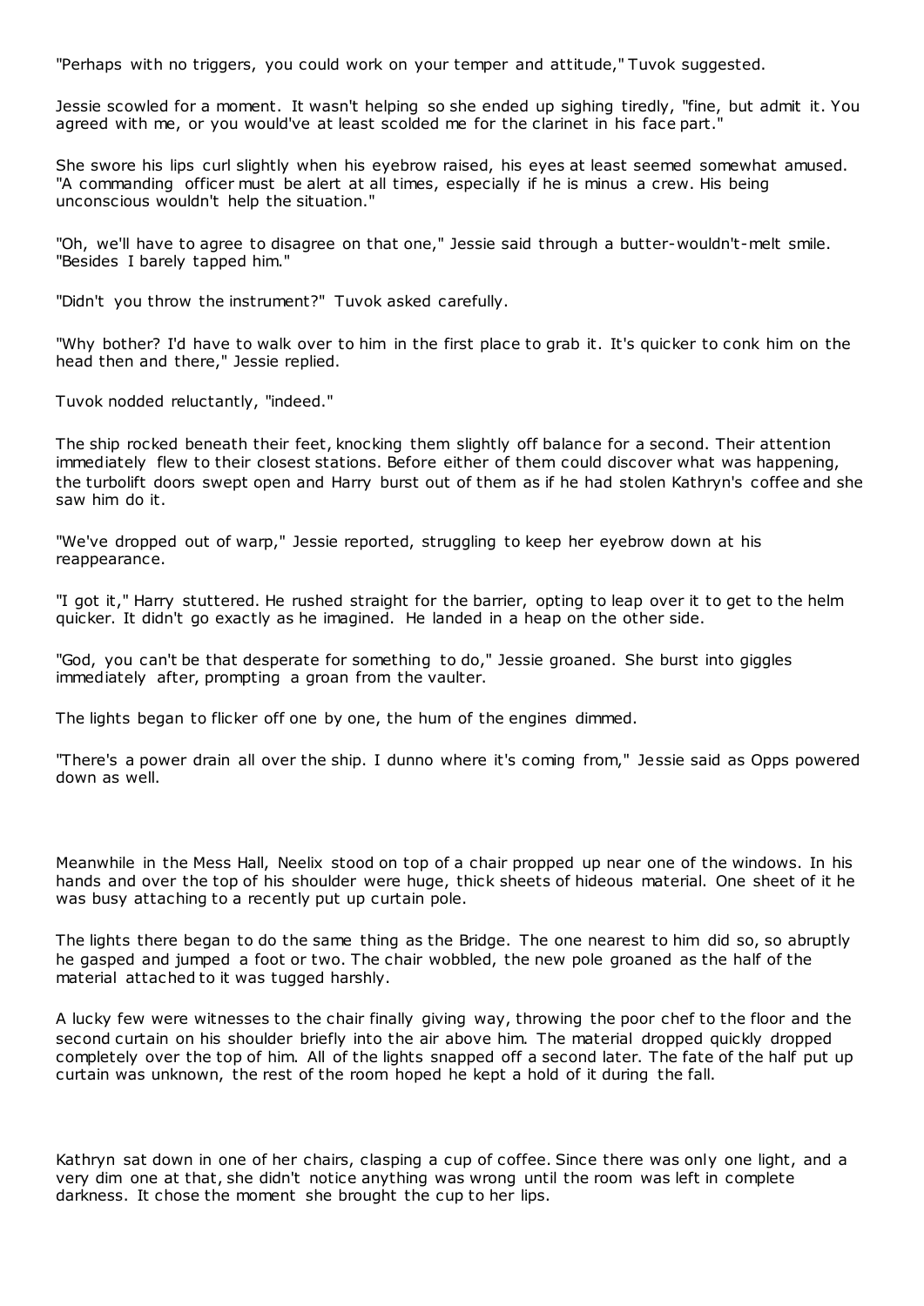"Perhaps with no triggers, you could work on your temper and attitude," Tuvok suggested.

Jessie scowled for a moment. It wasn't helping so she ended up sighing tiredly, "fine, but admit it. You agreed with me, or you would've at least scolded me for the clarinet in his face part."

She swore his lips curl slightly when his eyebrow raised, his eyes at least seemed somewhat amused. "A commanding officer must be alert at all times, especially if he is minus a crew. His being unconscious wouldn't help the situation."

"Oh, we'll have to agree to disagree on that one," Jessie said through a butter-wouldn't-melt smile. "Besides I barely tapped him."

"Didn't you throw the instrument?" Tuvok asked carefully.

"Why bother? I'd have to walk over to him in the first place to grab it. It's quicker to conk him on the head then and there," Jessie replied.

Tuvok nodded reluctantly, "indeed."

The ship rocked beneath their feet, knocking them slightly off balance for a second. Their attention immediately flew to their closest stations. Before either of them could discover what was happening, the turbolift doors swept open and Harry burst out of them as if he had stolen Kathryn's coffee and she saw him do it.

"We've dropped out of warp," Jessie reported, struggling to keep her eyebrow down at his reappearance.

"I got it," Harry stuttered. He rushed straight for the barrier, opting to leap over it to get to the helm quicker. It didn't go exactly as he imagined. He landed in a heap on the other side.

"God, you can't be that desperate for something to do," Jessie groaned. She burst into giggles immediately after, prompting a groan from the vaulter.

The lights began to flicker off one by one, the hum of the engines dimmed.

"There's a power drain all over the ship. I dunno where it's coming from," Jessie said as Opps powered down as well.

Meanwhile in the Mess Hall, Neelix stood on top of a chair propped up near one of the windows. In his hands and over the top of his shoulder were huge, thick sheets of hideous material. One sheet of it he was busy attaching to a recently put up curtain pole.

The lights there began to do the same thing as the Bridge. The one nearest to him did so, so abruptly he gasped and jumped a foot or two. The chair wobbled, the new pole groaned as the half of the material attached to it was tugged harshly.

A lucky few were witnesses to the chair finally giving way, throwing the poor chef to the floor and the second curtain on his shoulder briefly into the air above him. The material dropped quickly dropped completely over the top of him. All of the lights snapped off a second later. The fate of the half put up curtain was unknown, the rest of the room hoped he kept a hold of it during the fall.

Kathryn sat down in one of her chairs, clasping a cup of coffee. Since there was only one light, and a very dim one at that, she didn't notice anything was wrong until the room was left in complete darkness. It chose the moment she brought the cup to her lips.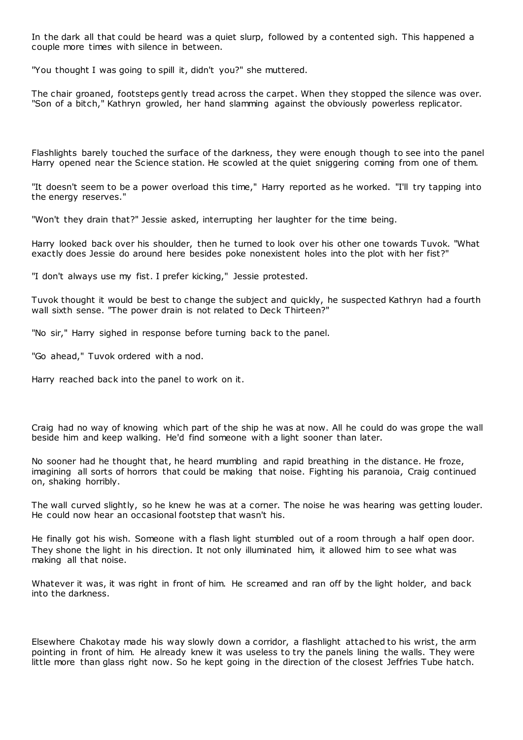In the dark all that could be heard was a quiet slurp, followed by a contented sigh. This happened a couple more times with silence in between.

"You thought I was going to spill it, didn't you?" she muttered.

The chair groaned, footsteps gently tread across the carpet. When they stopped the silence was over. "Son of a bitch," Kathryn growled, her hand slamming against the obviously powerless replicator.

Flashlights barely touched the surface of the darkness, they were enough though to see into the panel Harry opened near the Science station. He scowled at the quiet sniggering coming from one of them.

"It doesn't seem to be a power overload this time," Harry reported as he worked. "I'll try tapping into the energy reserves."

"Won't they drain that?" Jessie asked, interrupting her laughter for the time being.

Harry looked back over his shoulder, then he turned to look over his other one towards Tuvok. "What exactly does Jessie do around here besides poke nonexistent holes into the plot with her fist?"

"I don't always use my fist. I prefer kicking," Jessie protested.

Tuvok thought it would be best to change the subject and quickly, he suspected Kathryn had a fourth wall sixth sense. "The power drain is not related to Deck Thirteen?"

"No sir," Harry sighed in response before turning back to the panel.

"Go ahead," Tuvok ordered with a nod.

Harry reached back into the panel to work on it.

Craig had no way of knowing which part of the ship he was at now. All he could do was grope the wall beside him and keep walking. He'd find someone with a light sooner than later.

No sooner had he thought that, he heard mumbling and rapid breathing in the distance. He froze, imagining all sorts of horrors that could be making that noise. Fighting his paranoia, Craig continued on, shaking horribly.

The wall curved slightly, so he knew he was at a corner. The noise he was hearing was getting louder. He could now hear an occasional footstep that wasn't his.

He finally got his wish. Someone with a flash light stumbled out of a room through a half open door. They shone the light in his direction. It not only illuminated him, it allowed him to see what was making all that noise.

Whatever it was, it was right in front of him. He screamed and ran off by the light holder, and back into the darkness.

Elsewhere Chakotay made his way slowly down a corridor, a flashlight attached to his wrist, the arm pointing in front of him. He already knew it was useless to try the panels lining the walls. They were little more than glass right now. So he kept going in the direction of the closest Jeffries Tube hatch.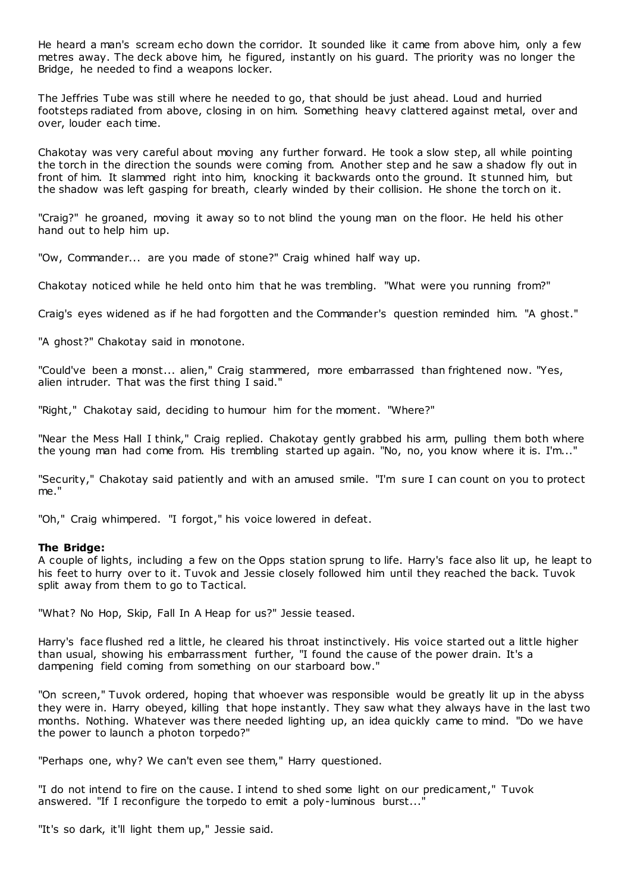He heard a man's scream echo down the corridor. It sounded like it came from above him, only a few metres away. The deck above him, he figured, instantly on his guard. The priority was no longer the Bridge, he needed to find a weapons locker.

The Jeffries Tube was still where he needed to go, that should be just ahead. Loud and hurried footsteps radiated from above, closing in on him. Something heavy clattered against metal, over and over, louder each time.

Chakotay was very careful about moving any further forward. He took a slow step, all while pointing the torch in the direction the sounds were coming from. Another step and he saw a shadow fly out in front of him. It slammed right into him, knocking it backwards onto the ground. It stunned him, but the shadow was left gasping for breath, clearly winded by their collision. He shone the torch on it.

"Craig?" he groaned, moving it away so to not blind the young man on the floor. He held his other hand out to help him up.

"Ow, Commander... are you made of stone?" Craig whined half way up.

Chakotay noticed while he held onto him that he was trembling. "What were you running from?"

Craig's eyes widened as if he had forgotten and the Commander's question reminded him. "A ghost."

"A ghost?" Chakotay said in monotone.

"Could've been a monst... alien," Craig stammered, more embarrassed than frightened now. "Yes, alien intruder. That was the first thing I said."

"Right," Chakotay said, deciding to humour him for the moment. "Where?"

"Near the Mess Hall I think," Craig replied. Chakotay gently grabbed his arm, pulling them both where the young man had come from. His trembling started up again. "No, no, you know where it is. I'm..."

"Security," Chakotay said patiently and with an amused smile. "I'm sure I can count on you to protect me."

"Oh," Craig whimpered. "I forgot," his voice lowered in defeat.

**The Bridge:**
A couple of lights, including a few on the Opps station sprung to life. Harry's face also lit up, he leapt to his feet to hurry over to it. Tuvok and Jessie closely followed him until they reached the back. Tuvok split away from them to go to Tactical.

"What? No Hop, Skip, Fall In A Heap for us?" Jessie teased.

Harry's face flushed red a little, he cleared his throat instinctively. His voice started out a little higher than usual, showing his embarrassment further, "I found the cause of the power drain. It's a dampening field coming from something on our starboard bow."

"On screen," Tuvok ordered, hoping that whoever was responsible would be greatly lit up in the abyss they were in. Harry obeyed, killing that hope instantly. They saw what they always have in the last two months. Nothing. Whatever was there needed lighting up, an idea quickly came to mind. "Do we have the power to launch a photon torpedo?"

"Perhaps one, why? We can't even see them," Harry questioned.

"I do not intend to fire on the cause. I intend to shed some light on our predicament," Tuvok answered. "If I reconfigure the torpedo to emit a poly-luminous burst..."

"It's so dark, it'll light them up," Jessie said.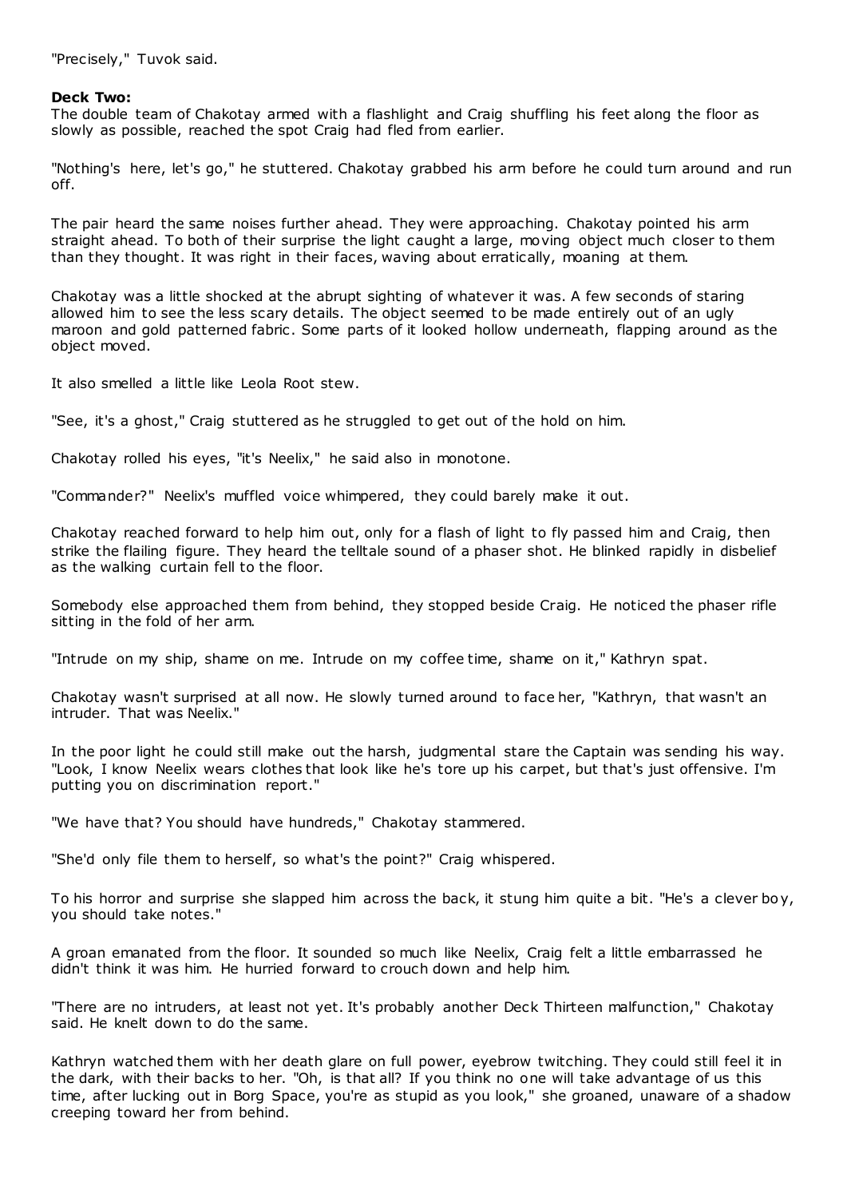"Precisely," Tuvok said.

**Deck Two:**

The double team of Chakotay armed with a flashlight and Craig shuffling his feet along the floor as slowly as possible, reached the spot Craig had fled from earlier.

"Nothing's here, let's go," he stuttered. Chakotay grabbed his arm before he could turn around and run off.

The pair heard the same noises further ahead. They were approaching. Chakotay pointed his arm straight ahead. To both of their surprise the light caught a large, moving object much closer to them than they thought. It was right in their faces, waving about erratically, moaning at them.

Chakotay was a little shocked at the abrupt sighting of whatever it was. A few seconds of staring allowed him to see the less scary details. The object seemed to be made entirely out of an ugly maroon and gold patterned fabric. Some parts of it looked hollow underneath, flapping around as the object moved.

It also smelled a little like Leola Root stew.

"See, it's a ghost," Craig stuttered as he struggled to get out of the hold on him.

Chakotay rolled his eyes, "it's Neelix," he said also in monotone.

"Commander?" Neelix's muffled voice whimpered, they could barely make it out.

Chakotay reached forward to help him out, only for a flash of light to fly passed him and Craig, then strike the flailing figure. They heard the telltale sound of a phaser shot. He blinked rapidly in disbelief as the walking curtain fell to the floor.

Somebody else approached them from behind, they stopped beside Craig. He noticed the phaser rifle sitting in the fold of her arm.

"Intrude on my ship, shame on me. Intrude on my coffee time, shame on it," Kathryn spat.

Chakotay wasn't surprised at all now. He slowly turned around to face her, "Kathryn, that wasn't an intruder. That was Neelix."

In the poor light he could still make out the harsh, judgmental stare the Captain was sending his way. "Look, I know Neelix wears clothes that look like he's tore up his carpet, but that's just offensive. I'm putting you on discrimination report."

"We have that? You should have hundreds," Chakotay stammered.

"She'd only file them to herself, so what's the point?" Craig whispered.

To his horror and surprise she slapped him across the back, it stung him quite a bit. "He's a clever boy, you should take notes."

A groan emanated from the floor. It sounded so much like Neelix, Craig felt a little embarrassed he didn't think it was him. He hurried forward to crouch down and help him.

"There are no intruders, at least not yet. It's probably another Deck Thirteen malfunction," Chakotay said. He knelt down to do the same.

Kathryn watched them with her death glare on full power, eyebrow twitching. They could still feel it in the dark, with their backs to her. "Oh, is that all? If you think no one will take advantage of us this time, after lucking out in Borg Space, you're as stupid as you look," she groaned, unaware of a shadow creeping toward her from behind.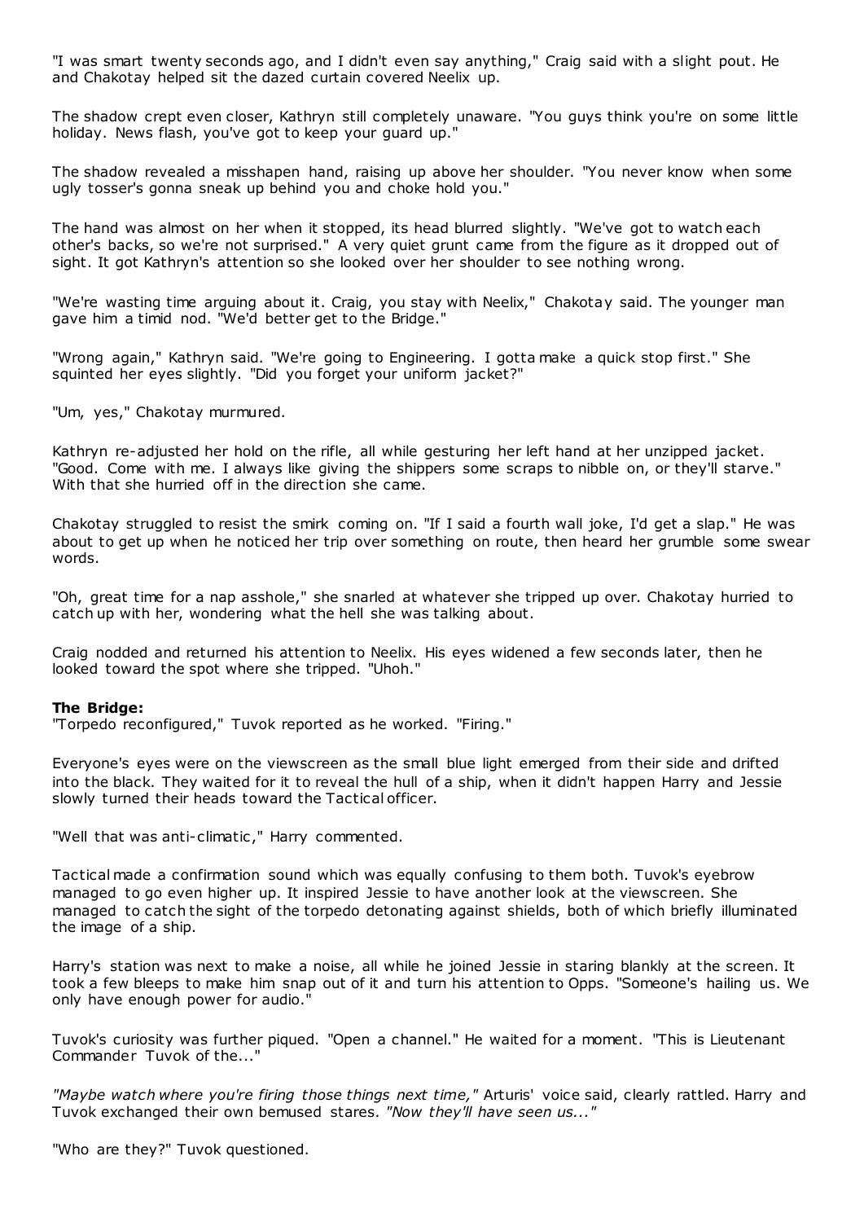"I was smart twenty seconds ago, and I didn't even say anything," Craig said with a slight pout. He and Chakotay helped sit the dazed curtain covered Neelix up.

The shadow crept even closer, Kathryn still completely unaware. "You guys think you're on some little holiday. News flash, you've got to keep your guard up."

The shadow revealed a misshapen hand, raising up above her shoulder. "You never know when some ugly tosser's gonna sneak up behind you and choke hold you."

The hand was almost on her when it stopped, its head blurred slightly. "We've got to watch each other's backs, so we're not surprised." A very quiet grunt came from the figure as it dropped out of sight. It got Kathryn's attention so she looked over her shoulder to see nothing wrong.

"We're wasting time arguing about it. Craig, you stay with Neelix," Chakotay said. The younger man gave him a timid nod. "We'd better get to the Bridge."

"Wrong again," Kathryn said. "We're going to Engineering. I gotta make a quick stop first." She squinted her eyes slightly. "Did you forget your uniform jacket?"

"Um, yes," Chakotay murmured.

Kathryn re-adjusted her hold on the rifle, all while gesturing her left hand at her unzipped jacket. "Good. Come with me. I always like giving the shippers some scraps to nibble on, or they'll starve." With that she hurried off in the direction she came.

Chakotay struggled to resist the smirk coming on. "If I said a fourth wall joke, I'd get a slap." He was about to get up when he noticed her trip over something on route, then heard her grumble some swear words.

"Oh, great time for a nap asshole," she snarled at whatever she tripped up over. Chakotay hurried to catch up with her, wondering what the hell she was talking about.

Craig nodded and returned his attention to Neelix. His eyes widened a few seconds later, then he looked toward the spot where she tripped. "Uhoh."

**The Bridge:**
"Torpedo reconfigured," Tuvok reported as he worked. "Firing."

Everyone's eyes were on the viewscreen as the small blue light emerged from their side and drifted into the black. They waited for it to reveal the hull of a ship, when it didn't happen Harry and Jessie slowly turned their heads toward the Tactical officer.

"Well that was anti-climatic," Harry commented.

Tactical made a confirmation sound which was equally confusing to them both. Tuvok's eyebrow managed to go even higher up. It inspired Jessie to have another look at the viewscreen. She managed to catch the sight of the torpedo detonating against shields, both of which briefly illuminated the image of a ship.

Harry's station was next to make a noise, all while he joined Jessie in staring blankly at the screen. It took a few bleeps to make him snap out of it and turn his attention to Opps. "Someone's hailing us. We only have enough power for audio."

Tuvok's curiosity was further piqued. "Open a channel." He waited for a moment. "This is Lieutenant Commander Tuvok of the..."

*"Maybe watch where you're firing those things next time,"* Arturis' voice said, clearly rattled. Harry and Tuvok exchanged their own bemused stares. *"Now they'll have seen us..."*

"Who are they?" Tuvok questioned.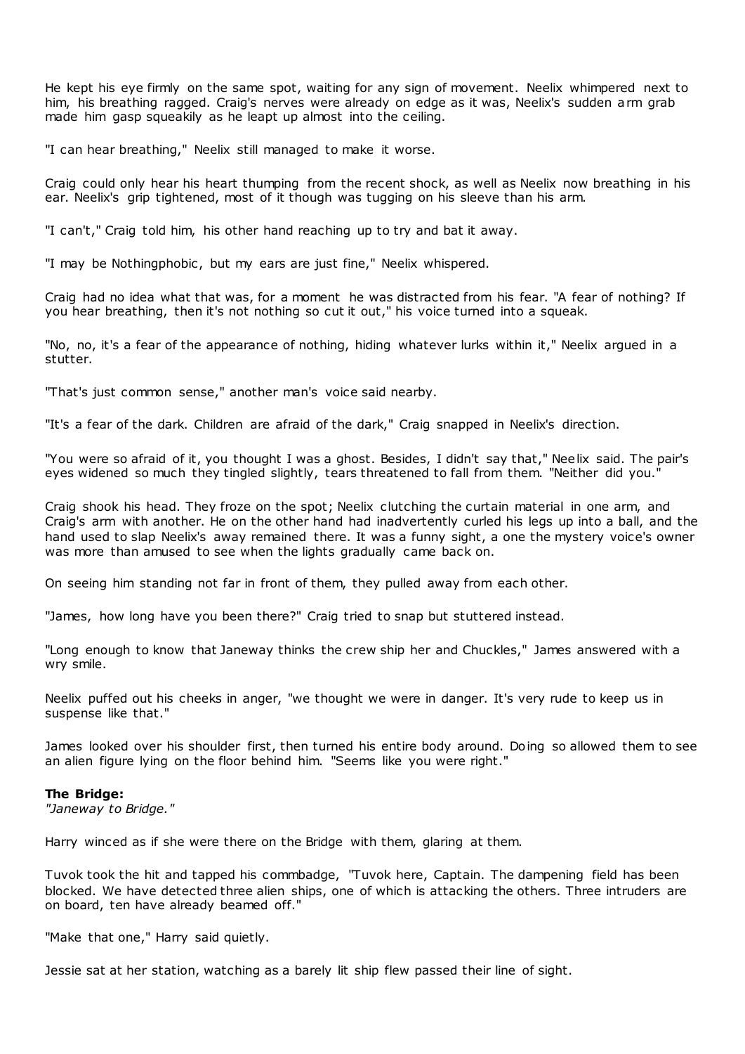He kept his eye firmly on the same spot, waiting for any sign of movement. Neelix whimpered next to him, his breathing ragged. Craig's nerves were already on edge as it was, Neelix's sudden arm grab made him gasp squeakily as he leapt up almost into the ceiling.

"I can hear breathing," Neelix still managed to make it worse.

Craig could only hear his heart thumping from the recent shock, as well as Neelix now breathing in his ear. Neelix's grip tightened, most of it though was tugging on his sleeve than his arm.

"I can't," Craig told him, his other hand reaching up to try and bat it away.

"I may be Nothingphobic, but my ears are just fine," Neelix whispered.

Craig had no idea what that was, for a moment he was distracted from his fear. "A fear of nothing? If you hear breathing, then it's not nothing so cut it out," his voice turned into a squeak.

"No, no, it's a fear of the appearance of nothing, hiding whatever lurks within it," Neelix argued in a stutter.

"That's just common sense," another man's voice said nearby.

"It's a fear of the dark. Children are afraid of the dark," Craig snapped in Neelix's direction.

"You were so afraid of it, you thought I was a ghost. Besides, I didn't say that," Neelix said. The pair's eyes widened so much they tingled slightly, tears threatened to fall from them. "Neither did you."

Craig shook his head. They froze on the spot; Neelix clutching the curtain material in one arm, and Craig's arm with another. He on the other hand had inadvertently curled his legs up into a ball, and the hand used to slap Neelix's away remained there. It was a funny sight, a one the mystery voice's owner was more than amused to see when the lights gradually came back on.

On seeing him standing not far in front of them, they pulled away from each other.

"James, how long have you been there?" Craig tried to snap but stuttered instead.

"Long enough to know that Janeway thinks the crew ship her and Chuckles," James answered with a wry smile.

Neelix puffed out his cheeks in anger, "we thought we were in danger. It's very rude to keep us in suspense like that."

James looked over his shoulder first, then turned his entire body around. Doing so allowed them to see an alien figure lying on the floor behind him. "Seems like you were right."

**The Bridge:**
*"Janeway to Bridge."*

Harry winced as if she were there on the Bridge with them, glaring at them.

Tuvok took the hit and tapped his commbadge, "Tuvok here, Captain. The dampening field has been blocked. We have detected three alien ships, one of which is attacking the others. Three intruders are on board, ten have already beamed off."

"Make that one," Harry said quietly.

Jessie sat at her station, watching as a barely lit ship flew passed their line of sight.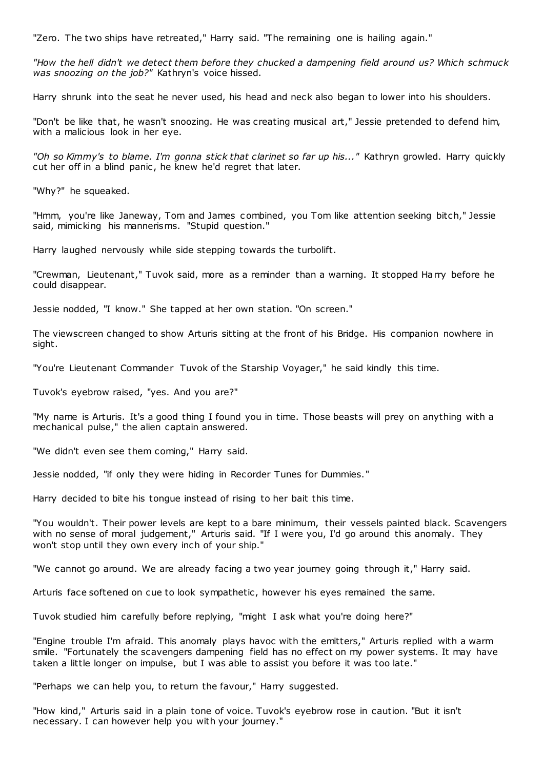"Zero. The two ships have retreated," Harry said. "The remaining one is hailing again."

*"How the hell didn't we detect them before they chucked a dampening field around us? Which schmuck was snoozing on the job?"* Kathryn's voice hissed.

Harry shrunk into the seat he never used, his head and neck also began to lower into his shoulders.

"Don't be like that, he wasn't snoozing. He was creating musical art," Jessie pretended to defend him, with a malicious look in her eye.

*"Oh so Kimmy's to blame. I'm gonna stick that clarinet so far up his..."* Kathryn growled. Harry quickly cut her off in a blind panic, he knew he'd regret that later.

"Why?" he squeaked.

"Hmm, you're like Janeway, Tom and James combined, you Tom like attention seeking bitch," Jessie said, mimicking his mannerisms. "Stupid question."

Harry laughed nervously while side stepping towards the turbolift.

"Crewman, Lieutenant," Tuvok said, more as a reminder than a warning. It stopped Harry before he could disappear.

Jessie nodded, "I know." She tapped at her own station. "On screen."

The viewscreen changed to show Arturis sitting at the front of his Bridge. His companion nowhere in sight.

"You're Lieutenant Commander Tuvok of the Starship Voyager," he said kindly this time.

Tuvok's eyebrow raised, "yes. And you are?"

"My name is Arturis. It's a good thing I found you in time. Those beasts will prey on anything with a mechanical pulse," the alien captain answered.

"We didn't even see them coming," Harry said.

Jessie nodded, "if only they were hiding in Recorder Tunes for Dummies."

Harry decided to bite his tongue instead of rising to her bait this time.

"You wouldn't. Their power levels are kept to a bare minimum, their vessels painted black. Scavengers with no sense of moral judgement," Arturis said. "If I were you, I'd go around this anomaly. They won't stop until they own every inch of your ship."

"We cannot go around. We are already facing a two year journey going through it," Harry said.

Arturis face softened on cue to look sympathetic, however his eyes remained the same.

Tuvok studied him carefully before replying, "might I ask what you're doing here?"

"Engine trouble I'm afraid. This anomaly plays havoc with the emitters," Arturis replied with a warm smile. "Fortunately the scavengers dampening field has no effect on my power systems. It may have taken a little longer on impulse, but I was able to assist you before it was too late."

"Perhaps we can help you, to return the favour," Harry suggested.

"How kind," Arturis said in a plain tone of voice. Tuvok's eyebrow rose in caution. "But it isn't necessary. I can however help you with your journey."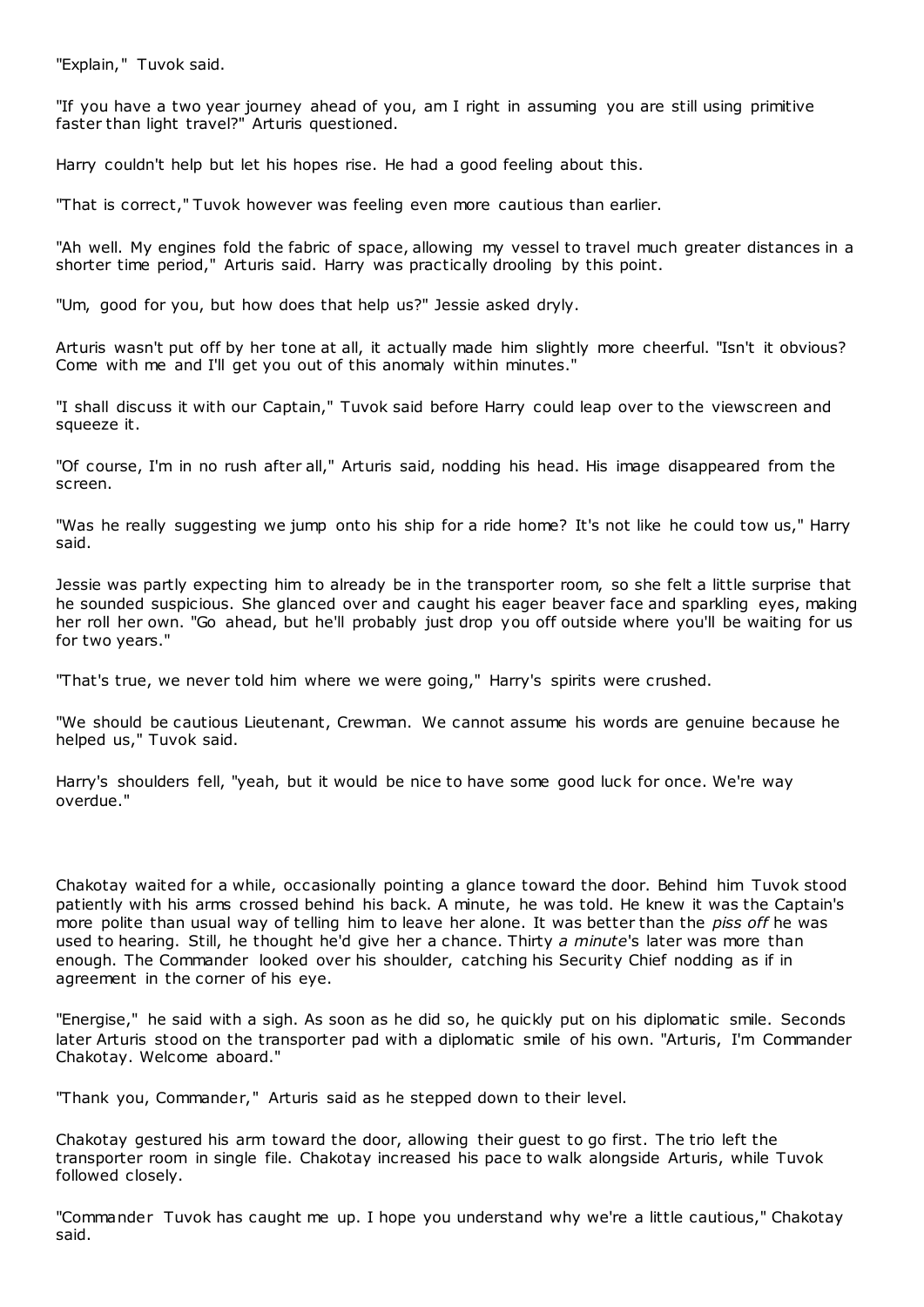"Explain," Tuvok said.

"If you have a two year journey ahead of you, am I right in assuming you are still using primitive faster than light travel?" Arturis questioned.

Harry couldn't help but let his hopes rise. He had a good feeling about this.

"That is correct," Tuvok however was feeling even more cautious than earlier.

"Ah well. My engines fold the fabric of space, allowing my vessel to travel much greater distances in a shorter time period," Arturis said. Harry was practically drooling by this point.

"Um, good for you, but how does that help us?" Jessie asked dryly.

Arturis wasn't put off by her tone at all, it actually made him slightly more cheerful. "Isn't it obvious? Come with me and I'll get you out of this anomaly within minutes."

"I shall discuss it with our Captain," Tuvok said before Harry could leap over to the viewscreen and squeeze it.

"Of course, I'm in no rush after all," Arturis said, nodding his head. His image disappeared from the screen.

"Was he really suggesting we jump onto his ship for a ride home? It's not like he could tow us," Harry said.

Jessie was partly expecting him to already be in the transporter room, so she felt a little surprise that he sounded suspicious. She glanced over and caught his eager beaver face and sparkling eyes, making her roll her own. "Go ahead, but he'll probably just drop you off outside where you'll be waiting for us for two years."

"That's true, we never told him where we were going," Harry's spirits were crushed.

"We should be cautious Lieutenant, Crewman. We cannot assume his words are genuine because he helped us," Tuvok said.

Harry's shoulders fell, "yeah, but it would be nice to have some good luck for once. We're way overdue."

Chakotay waited for a while, occasionally pointing a glance toward the door. Behind him Tuvok stood patiently with his arms crossed behind his back. A minute, he was told. He knew it was the Captain's more polite than usual way of telling him to leave her alone. It was better than the *piss off* he was used to hearing. Still, he thought he'd give her a chance. Thirty *a minute*'s later was more than enough. The Commander looked over his shoulder, catching his Security Chief nodding as if in agreement in the corner of his eye.

"Energise," he said with a sigh. As soon as he did so, he quickly put on his diplomatic smile. Seconds later Arturis stood on the transporter pad with a diplomatic smile of his own. "Arturis, I'm Commander Chakotay. Welcome aboard."

"Thank you, Commander," Arturis said as he stepped down to their level.

Chakotay gestured his arm toward the door, allowing their guest to go first. The trio left the transporter room in single file. Chakotay increased his pace to walk alongside Arturis, while Tuvok followed closely.

"Commander Tuvok has caught me up. I hope you understand why we're a little cautious," Chakotay said.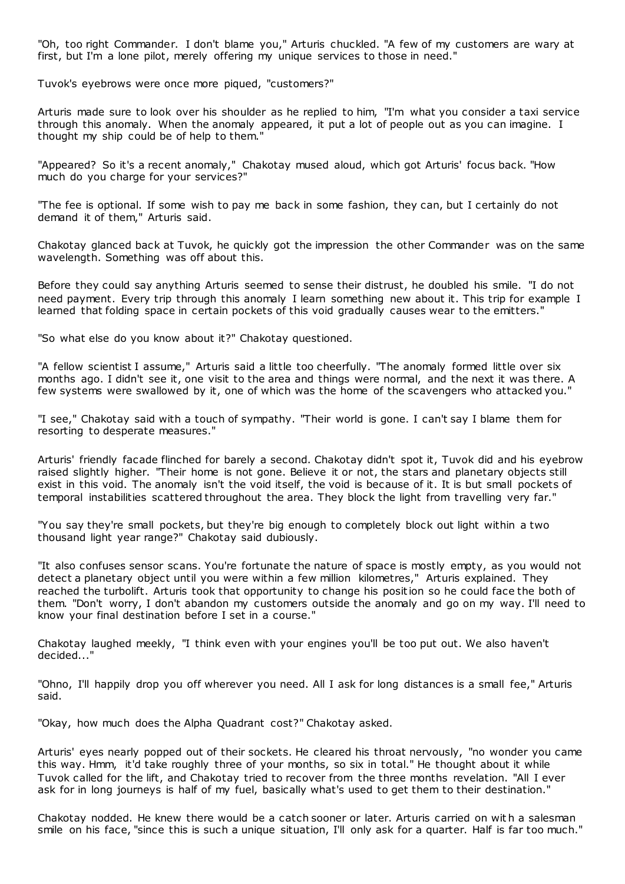"Oh, too right Commander. I don't blame you," Arturis chuckled. "A few of my customers are wary at first, but I'm a lone pilot, merely offering my unique services to those in need."

Tuvok's eyebrows were once more piqued, "customers?"

Arturis made sure to look over his shoulder as he replied to him, "I'm what you consider a taxi service through this anomaly. When the anomaly appeared, it put a lot of people out as you can imagine. I thought my ship could be of help to them."

"Appeared? So it's a recent anomaly," Chakotay mused aloud, which got Arturis' focus back. "How much do you charge for your services?"

"The fee is optional. If some wish to pay me back in some fashion, they can, but I certainly do not demand it of them," Arturis said.

Chakotay glanced back at Tuvok, he quickly got the impression the other Commander was on the same wavelength. Something was off about this.

Before they could say anything Arturis seemed to sense their distrust, he doubled his smile. "I do not need payment. Every trip through this anomaly I learn something new about it. This trip for example I learned that folding space in certain pockets of this void gradually causes wear to the emitters."

"So what else do you know about it?" Chakotay questioned.

"A fellow scientist I assume," Arturis said a little too cheerfully. "The anomaly formed little over six months ago. I didn't see it, one visit to the area and things were normal, and the next it was there. A few systems were swallowed by it, one of which was the home of the scavengers who attacked you."

"I see," Chakotay said with a touch of sympathy. "Their world is gone. I can't say I blame them for resorting to desperate measures."

Arturis' friendly facade flinched for barely a second. Chakotay didn't spot it, Tuvok did and his eyebrow raised slightly higher. "Their home is not gone. Believe it or not, the stars and planetary objects still exist in this void. The anomaly isn't the void itself, the void is because of it. It is but small pockets of temporal instabilities scattered throughout the area. They block the light from travelling very far."

"You say they're small pockets, but they're big enough to completely block out light within a two thousand light year range?" Chakotay said dubiously.

"It also confuses sensor scans. You're fortunate the nature of space is mostly empty, as you would not detect a planetary object until you were within a few million kilometres," Arturis explained. They reached the turbolift. Arturis took that opportunity to change his position so he could face the both of them. "Don't worry, I don't abandon my customers outside the anomaly and go on my way. I'll need to know your final destination before I set in a course."

Chakotay laughed meekly, "I think even with your engines you'll be too put out. We also haven't decided..."

"Ohno, I'll happily drop you off wherever you need. All I ask for long distances is a small fee," Arturis said.

"Okay, how much does the Alpha Quadrant cost?" Chakotay asked.

Arturis' eyes nearly popped out of their sockets. He cleared his throat nervously, "no wonder you came this way. Hmm, it'd take roughly three of your months, so six in total." He thought about it while Tuvok called for the lift, and Chakotay tried to recover from the three months revelation. "All I ever ask for in long journeys is half of my fuel, basically what's used to get them to their destination."

Chakotay nodded. He knew there would be a catch sooner or later. Arturis carried on with a salesman smile on his face, "since this is such a unique situation, I'll only ask for a quarter. Half is far too much."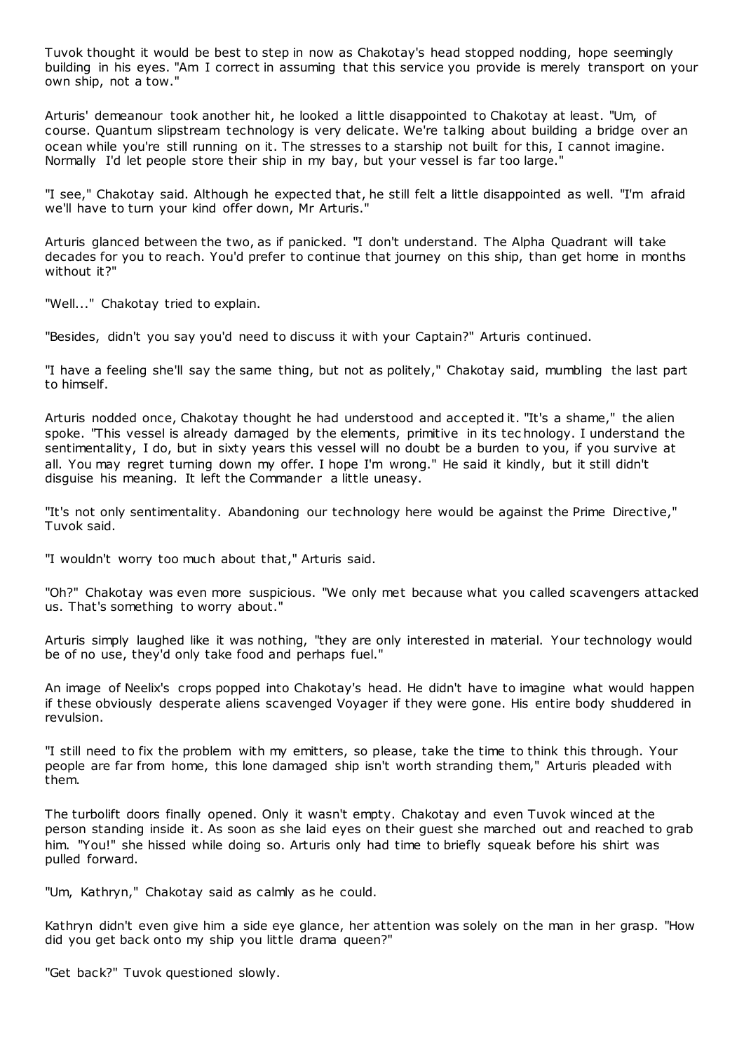Tuvok thought it would be best to step in now as Chakotay's head stopped nodding, hope seemingly building in his eyes. "Am I correct in assuming that this service you provide is merely transport on your own ship, not a tow."

Arturis' demeanour took another hit, he looked a little disappointed to Chakotay at least. "Um, of course. Quantum slipstream technology is very delicate. We're talking about building a bridge over an ocean while you're still running on it. The stresses to a starship not built for this, I cannot imagine. Normally I'd let people store their ship in my bay, but your vessel is far too large."

"I see," Chakotay said. Although he expected that, he still felt a little disappointed as well. "I'm afraid we'll have to turn your kind offer down, Mr Arturis."

Arturis glanced between the two, as if panicked. "I don't understand. The Alpha Quadrant will take decades for you to reach. You'd prefer to continue that journey on this ship, than get home in months without it?"

"Well..." Chakotay tried to explain.

"Besides, didn't you say you'd need to discuss it with your Captain?" Arturis continued.

"I have a feeling she'll say the same thing, but not as politely," Chakotay said, mumbling the last part to himself.

Arturis nodded once, Chakotay thought he had understood and accepted it. "It's a shame," the alien spoke. "This vessel is already damaged by the elements, primitive in its technology. I understand the sentimentality, I do, but in sixty years this vessel will no doubt be a burden to you, if you survive at all. You may regret turning down my offer. I hope I'm wrong." He said it kindly, but it still didn't disguise his meaning. It left the Commander a little uneasy.

"It's not only sentimentality. Abandoning our technology here would be against the Prime Directive," Tuvok said.

"I wouldn't worry too much about that," Arturis said.

"Oh?" Chakotay was even more suspicious. "We only met because what you called scavengers attacked us. That's something to worry about."

Arturis simply laughed like it was nothing, "they are only interested in material. Your technology would be of no use, they'd only take food and perhaps fuel."

An image of Neelix's crops popped into Chakotay's head. He didn't have to imagine what would happen if these obviously desperate aliens scavenged Voyager if they were gone. His entire body shuddered in revulsion.

"I still need to fix the problem with my emitters, so please, take the time to think this through. Your people are far from home, this lone damaged ship isn't worth stranding them," Arturis pleaded with them.

The turbolift doors finally opened. Only it wasn't empty. Chakotay and even Tuvok winced at the person standing inside it. As soon as she laid eyes on their guest she marched out and reached to grab him. "You!" she hissed while doing so. Arturis only had time to briefly squeak before his shirt was pulled forward.

"Um, Kathryn," Chakotay said as calmly as he could.

Kathryn didn't even give him a side eye glance, her attention was solely on the man in her grasp. "How did you get back onto my ship you little drama queen?"

"Get back?" Tuvok questioned slowly.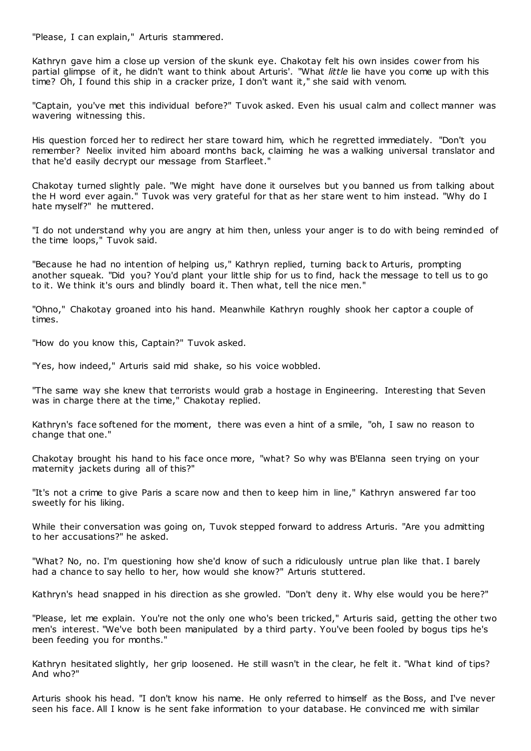"Please, I can explain," Arturis stammered.

Kathryn gave him a close up version of the skunk eye. Chakotay felt his own insides cower from his partial glimpse of it, he didn't want to think about Arturis'. "What *little* lie have you come up with this time? Oh, I found this ship in a cracker prize, I don't want it," she said with venom.

"Captain, you've met this individual before?" Tuvok asked. Even his usual calm and collect manner was wavering witnessing this.

His question forced her to redirect her stare toward him, which he regretted immediately. "Don't you remember? Neelix invited him aboard months back, claiming he was a walking universal translator and that he'd easily decrypt our message from Starfleet."

Chakotay turned slightly pale. "We might have done it ourselves but you banned us from talking about the H word ever again." Tuvok was very grateful for that as her stare went to him instead. "Why do I hate myself?" he muttered.

"I do not understand why you are angry at him then, unless your anger is to do with being reminded of the time loops," Tuvok said.

"Because he had no intention of helping us," Kathryn replied, turning back to Arturis, prompting another squeak. "Did you? You'd plant your little ship for us to find, hack the message to tell us to go to it. We think it's ours and blindly board it. Then what, tell the nice men."

"Ohno," Chakotay groaned into his hand. Meanwhile Kathryn roughly shook her captor a couple of times.

"How do you know this, Captain?" Tuvok asked.

"Yes, how indeed," Arturis said mid shake, so his voice wobbled.

"The same way she knew that terrorists would grab a hostage in Engineering. Interesting that Seven was in charge there at the time," Chakotay replied.

Kathryn's face softened for the moment, there was even a hint of a smile, "oh, I saw no reason to change that one."

Chakotay brought his hand to his face once more, "what? So why was B'Elanna seen trying on your maternity jackets during all of this?"

"It's not a crime to give Paris a scare now and then to keep him in line," Kathryn answered far too sweetly for his liking.

While their conversation was going on, Tuvok stepped forward to address Arturis. "Are you admitting to her accusations?" he asked.

"What? No, no. I'm questioning how she'd know of such a ridiculously untrue plan like that. I barely had a chance to say hello to her, how would she know?" Arturis stuttered.

Kathryn's head snapped in his direction as she growled. "Don't deny it. Why else would you be here?"

"Please, let me explain. You're not the only one who's been tricked," Arturis said, getting the other two men's interest. "We've both been manipulated by a third party. You've been fooled by bogus tips he's been feeding you for months."

Kathryn hesitated slightly, her grip loosened. He still wasn't in the clear, he felt it. "What kind of tips? And who?"

Arturis shook his head. "I don't know his name. He only referred to himself as the Boss, and I've never seen his face. All I know is he sent fake information to your database. He convinced me with similar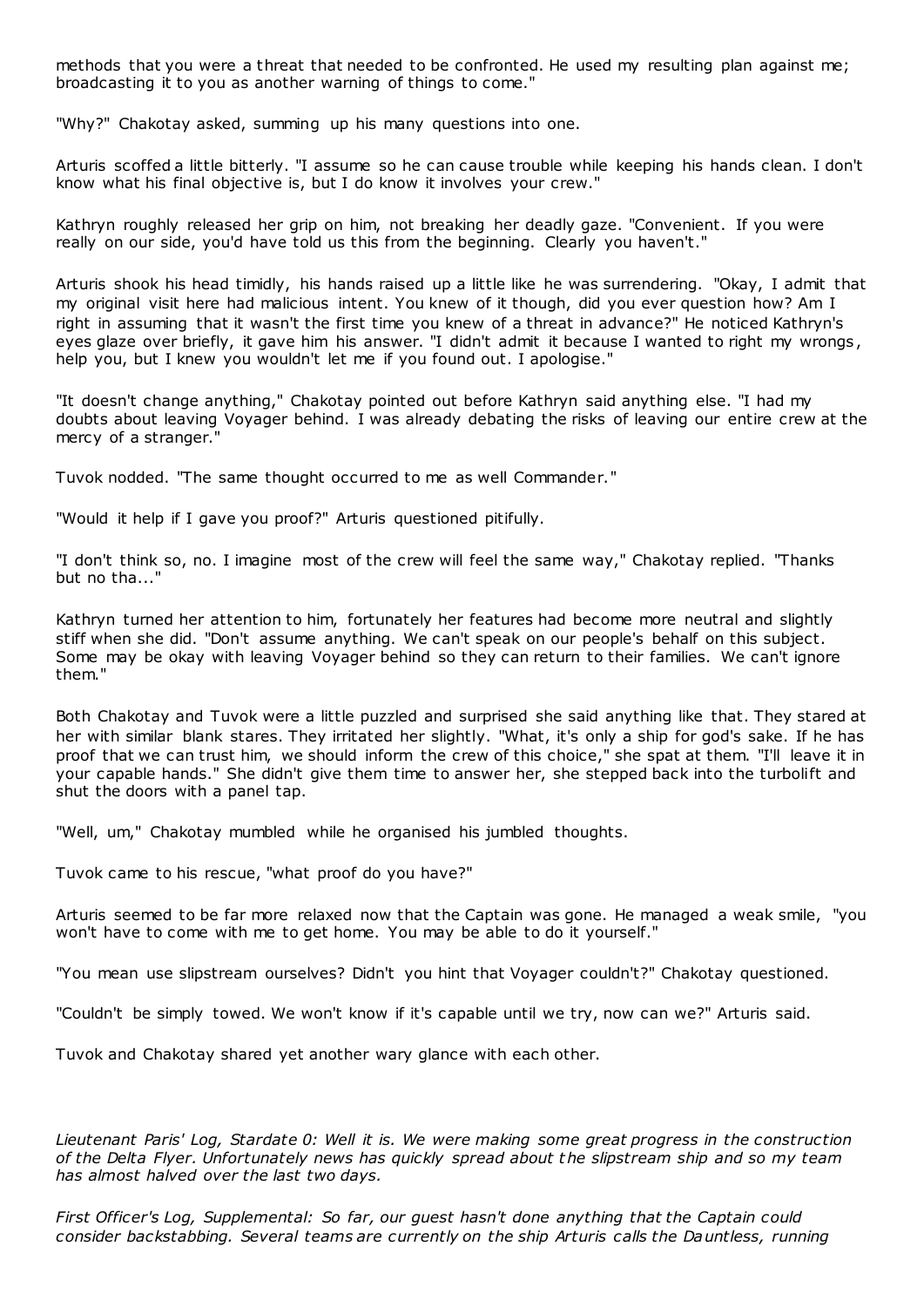methods that you were a threat that needed to be confronted. He used my resulting plan against me; broadcasting it to you as another warning of things to come."

"Why?" Chakotay asked, summing up his many questions into one.

Arturis scoffed a little bitterly. "I assume so he can cause trouble while keeping his hands clean. I don't know what his final objective is, but I do know it involves your crew."

Kathryn roughly released her grip on him, not breaking her deadly gaze. "Convenient. If you were really on our side, you'd have told us this from the beginning. Clearly you haven't."

Arturis shook his head timidly, his hands raised up a little like he was surrendering. "Okay, I admit that my original visit here had malicious intent. You knew of it though, did you ever question how? Am I right in assuming that it wasn't the first time you knew of a threat in advance?" He noticed Kathryn's eyes glaze over briefly, it gave him his answer. "I didn't admit it because I wanted to right my wrongs, help you, but I knew you wouldn't let me if you found out. I apologise."

"It doesn't change anything," Chakotay pointed out before Kathryn said anything else. "I had my doubts about leaving Voyager behind. I was already debating the risks of leaving our entire crew at the mercy of a stranger."

Tuvok nodded. "The same thought occurred to me as well Commander."

"Would it help if I gave you proof?" Arturis questioned pitifully.

"I don't think so, no. I imagine most of the crew will feel the same way," Chakotay replied. "Thanks but no tha..."

Kathryn turned her attention to him, fortunately her features had become more neutral and slightly stiff when she did. "Don't assume anything. We can't speak on our people's behalf on this subject. Some may be okay with leaving Voyager behind so they can return to their families. We can't ignore them."

Both Chakotay and Tuvok were a little puzzled and surprised she said anything like that. They stared at her with similar blank stares. They irritated her slightly. "What, it's only a ship for god's sake. If he has proof that we can trust him, we should inform the crew of this choice," she spat at them. "I'll leave it in your capable hands." She didn't give them time to answer her, she stepped back into the turbolift and shut the doors with a panel tap.

"Well, um," Chakotay mumbled while he organised his jumbled thoughts.

Tuvok came to his rescue, "what proof do you have?"

Arturis seemed to be far more relaxed now that the Captain was gone. He managed a weak smile, "you won't have to come with me to get home. You may be able to do it yourself."

"You mean use slipstream ourselves? Didn't you hint that Voyager couldn't?" Chakotay questioned.

"Couldn't be simply towed. We won't know if it's capable until we try, now can we?" Arturis said.

Tuvok and Chakotay shared yet another wary glance with each other.

*Lieutenant Paris' Log, Stardate 0: Well it is. We were making some great progress in the construction of the Delta Flyer. Unfortunately news has quickly spread about the slipstream ship and so my team has almost halved over the last two days.*

*First Officer's Log, Supplemental: So far, our guest hasn't done anything that the Captain could consider backstabbing. Several teams are currently on the ship Arturis calls the Dauntless, running*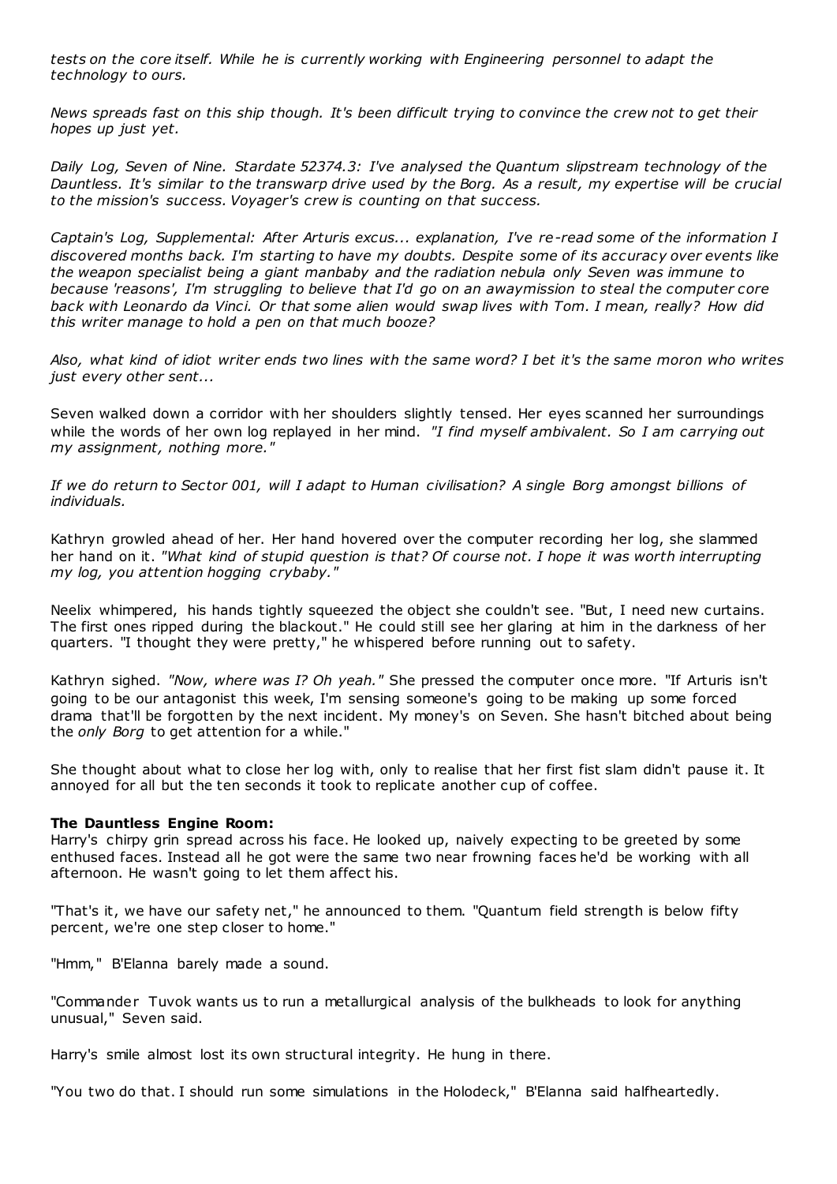*tests on the core itself. While he is currently working with Engineering personnel to adapt the technology to ours.*

*News spreads fast on this ship though. It's been difficult trying to convince the crew not to get their hopes up just yet.*

*Daily Log, Seven of Nine. Stardate 52374.3: I've analysed the Quantum slipstream technology of the Dauntless. It's similar to the transwarp drive used by the Borg. As a result, my expertise will be crucial to the mission's success. Voyager's crew is counting on that success.*

*Captain's Log, Supplemental: After Arturis excus... explanation, I've re-read some of the information I discovered months back. I'm starting to have my doubts. Despite some of its accuracy over events like the weapon specialist being a giant manbaby and the radiation nebula only Seven was immune to because 'reasons', I'm struggling to believe that I'd go on an awaymission to steal the computer core back with Leonardo da Vinci. Or that some alien would swap lives with Tom. I mean, really? How did this writer manage to hold a pen on that much booze?*

*Also, what kind of idiot writer ends two lines with the same word? I bet it's the same moron who writes just every other sent...*

Seven walked down a corridor with her shoulders slightly tensed. Her eyes scanned her surroundings while the words of her own log replayed in her mind. *"I find myself ambivalent. So I am carrying out my assignment, nothing more."*

*If we do return to Sector 001, will I adapt to Human civilisation? A single Borg amongst billions of individuals.*

Kathryn growled ahead of her. Her hand hovered over the computer recording her log, she slammed her hand on it. *"What kind of stupid question is that? Of course not. I hope it was worth interrupting my log, you attention hogging crybaby."*

Neelix whimpered, his hands tightly squeezed the object she couldn't see. "But, I need new curtains. The first ones ripped during the blackout." He could still see her glaring at him in the darkness of her quarters. "I thought they were pretty," he whispered before running out to safety.

Kathryn sighed. *"Now, where was I? Oh yeah."* She pressed the computer once more. "If Arturis isn't going to be our antagonist this week, I'm sensing someone's going to be making up some forced drama that'll be forgotten by the next incident. My money's on Seven. She hasn't bitched about being the *only Borg* to get attention for a while."

She thought about what to close her log with, only to realise that her first fist slam didn't pause it. It annoyed for all but the ten seconds it took to replicate another cup of coffee.

**The Dauntless Engine Room:**
Harry's chirpy grin spread across his face. He looked up, naively expecting to be greeted by some enthused faces. Instead all he got were the same two near frowning faces he'd be working with all afternoon. He wasn't going to let them affect his.

"That's it, we have our safety net," he announced to them. "Quantum field strength is below fifty percent, we're one step closer to home."

"Hmm," B'Elanna barely made a sound.

"Commander Tuvok wants us to run a metallurgical analysis of the bulkheads to look for anything unusual," Seven said.

Harry's smile almost lost its own structural integrity. He hung in there.

"You two do that. I should run some simulations in the Holodeck," B'Elanna said halfheartedly.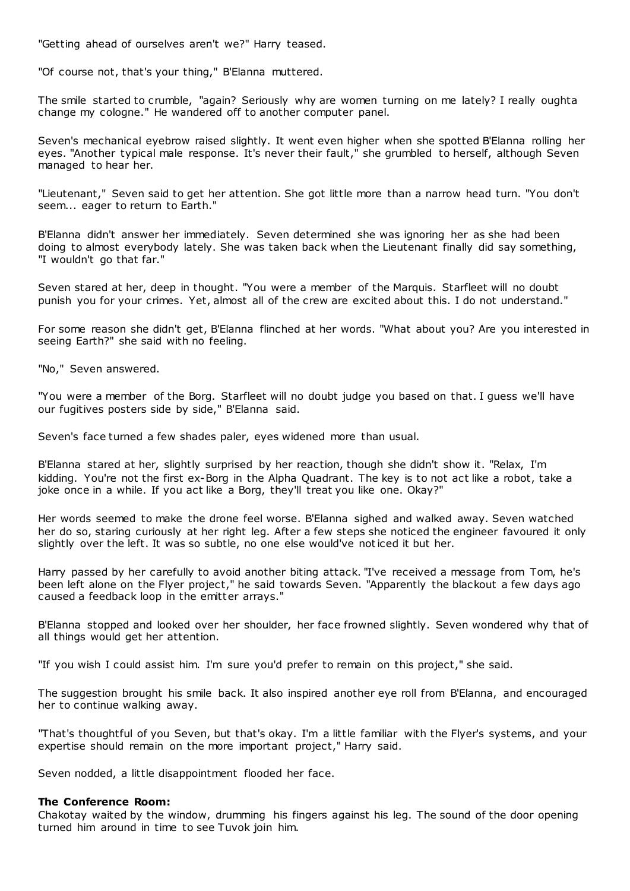"Getting ahead of ourselves aren't we?" Harry teased.

"Of course not, that's your thing," B'Elanna muttered.

The smile started to crumble, "again? Seriously why are women turning on me lately? I really oughta change my cologne." He wandered off to another computer panel.

Seven's mechanical eyebrow raised slightly. It went even higher when she spotted B'Elanna rolling her eyes. "Another typical male response. It's never their fault," she grumbled to herself, although Seven managed to hear her.

"Lieutenant," Seven said to get her attention. She got little more than a narrow head turn. "You don't seem... eager to return to Earth."

B'Elanna didn't answer her immediately. Seven determined she was ignoring her as she had been doing to almost everybody lately. She was taken back when the Lieutenant finally did say something, "I wouldn't go that far."

Seven stared at her, deep in thought. "You were a member of the Marquis. Starfleet will no doubt punish you for your crimes. Yet, almost all of the crew are excited about this. I do not understand."

For some reason she didn't get, B'Elanna flinched at her words. "What about you? Are you interested in seeing Earth?" she said with no feeling.

"No," Seven answered.

"You were a member of the Borg. Starfleet will no doubt judge you based on that. I guess we'll have our fugitives posters side by side," B'Elanna said.

Seven's face turned a few shades paler, eyes widened more than usual.

B'Elanna stared at her, slightly surprised by her reaction, though she didn't show it. "Relax, I'm kidding. You're not the first ex-Borg in the Alpha Quadrant. The key is to not act like a robot, take a joke once in a while. If you act like a Borg, they'll treat you like one. Okay?"

Her words seemed to make the drone feel worse. B'Elanna sighed and walked away. Seven watched her do so, staring curiously at her right leg. After a few steps she noticed the engineer favoured it only slightly over the left. It was so subtle, no one else would've noticed it but her.

Harry passed by her carefully to avoid another biting attack. "I've received a message from Tom, he's been left alone on the Flyer project," he said towards Seven. "Apparently the blackout a few days ago caused a feedback loop in the emitter arrays."

B'Elanna stopped and looked over her shoulder, her face frowned slightly. Seven wondered why that of all things would get her attention.

"If you wish I could assist him. I'm sure you'd prefer to remain on this project," she said.

The suggestion brought his smile back. It also inspired another eye roll from B'Elanna, and encouraged her to continue walking away.

"That's thoughtful of you Seven, but that's okay. I'm a little familiar with the Flyer's systems, and your expertise should remain on the more important project," Harry said.

Seven nodded, a little disappointment flooded her face.

**The Conference Room:**
Chakotay waited by the window, drumming his fingers against his leg. The sound of the door opening turned him around in time to see Tuvok join him.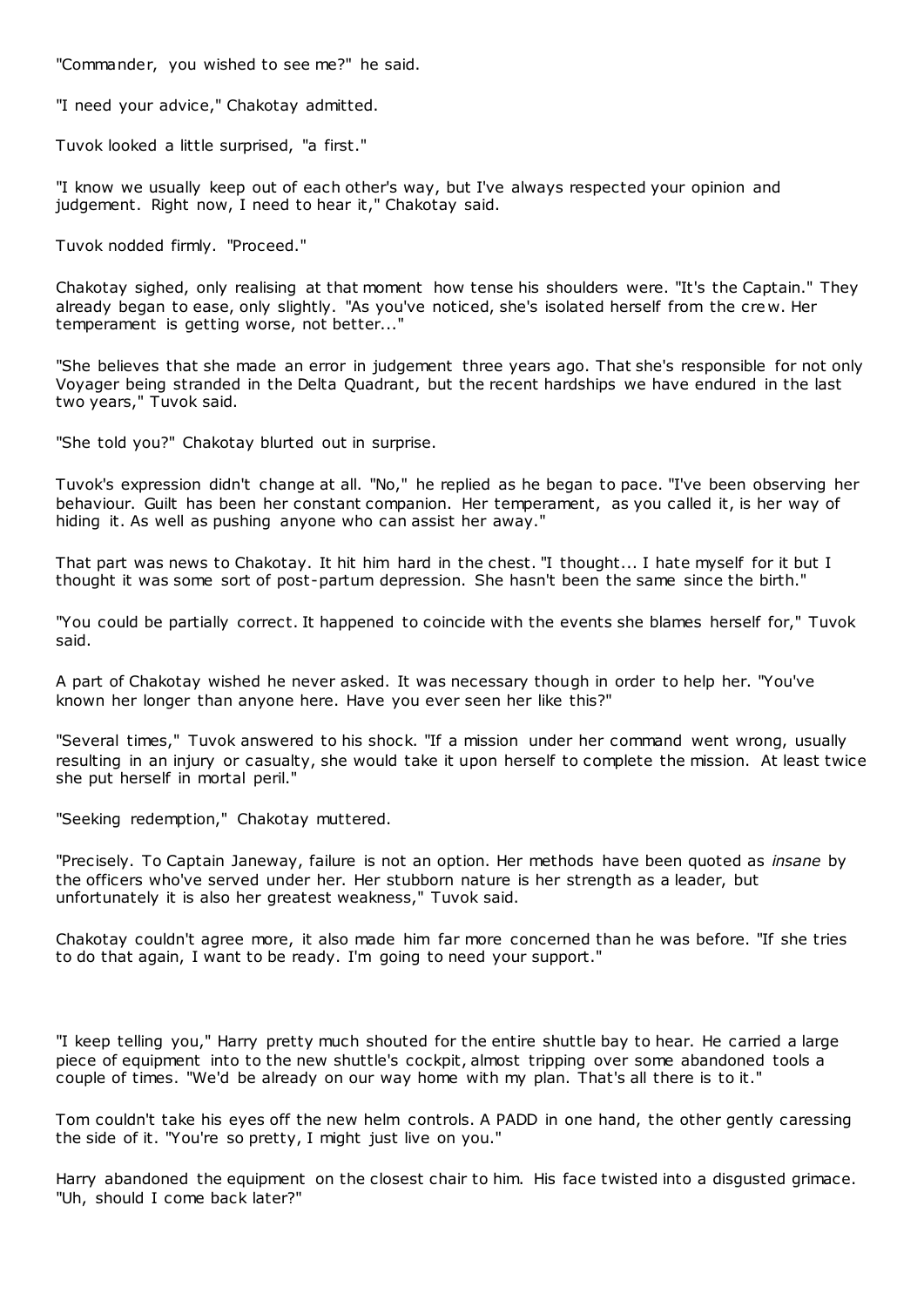"Commander, you wished to see me?" he said.

"I need your advice," Chakotay admitted.

Tuvok looked a little surprised, "a first."

"I know we usually keep out of each other's way, but I've always respected your opinion and judgement. Right now, I need to hear it," Chakotay said.

Tuvok nodded firmly. "Proceed."

Chakotay sighed, only realising at that moment how tense his shoulders were. "It's the Captain." They already began to ease, only slightly. "As you've noticed, she's isolated herself from the crew. Her temperament is getting worse, not better..."

"She believes that she made an error in judgement three years ago. That she's responsible for not only Voyager being stranded in the Delta Quadrant, but the recent hardships we have endured in the last two years," Tuvok said.

"She told you?" Chakotay blurted out in surprise.

Tuvok's expression didn't change at all. "No," he replied as he began to pace. "I've been observing her behaviour. Guilt has been her constant companion. Her temperament, as you called it, is her way of hiding it. As well as pushing anyone who can assist her away."

That part was news to Chakotay. It hit him hard in the chest. "I thought... I hate myself for it but I thought it was some sort of post-partum depression. She hasn't been the same since the birth."

"You could be partially correct. It happened to coincide with the events she blames herself for," Tuvok said.

A part of Chakotay wished he never asked. It was necessary though in order to help her. "You've known her longer than anyone here. Have you ever seen her like this?"

"Several times," Tuvok answered to his shock. "If a mission under her command went wrong, usually resulting in an injury or casualty, she would take it upon herself to complete the mission. At least twice she put herself in mortal peril."

"Seeking redemption," Chakotay muttered.

"Precisely. To Captain Janeway, failure is not an option. Her methods have been quoted as *insane* by the officers who've served under her. Her stubborn nature is her strength as a leader, but unfortunately it is also her greatest weakness," Tuvok said.

Chakotay couldn't agree more, it also made him far more concerned than he was before. "If she tries to do that again, I want to be ready. I'm going to need your support."

"I keep telling you," Harry pretty much shouted for the entire shuttle bay to hear. He carried a large piece of equipment into to the new shuttle's cockpit, almost tripping over some abandoned tools a couple of times. "We'd be already on our way home with my plan. That's all there is to it."

Tom couldn't take his eyes off the new helm controls. A PADD in one hand, the other gently caressing the side of it. "You're so pretty, I might just live on you."

Harry abandoned the equipment on the closest chair to him. His face twisted into a disgusted grimace. "Uh, should I come back later?"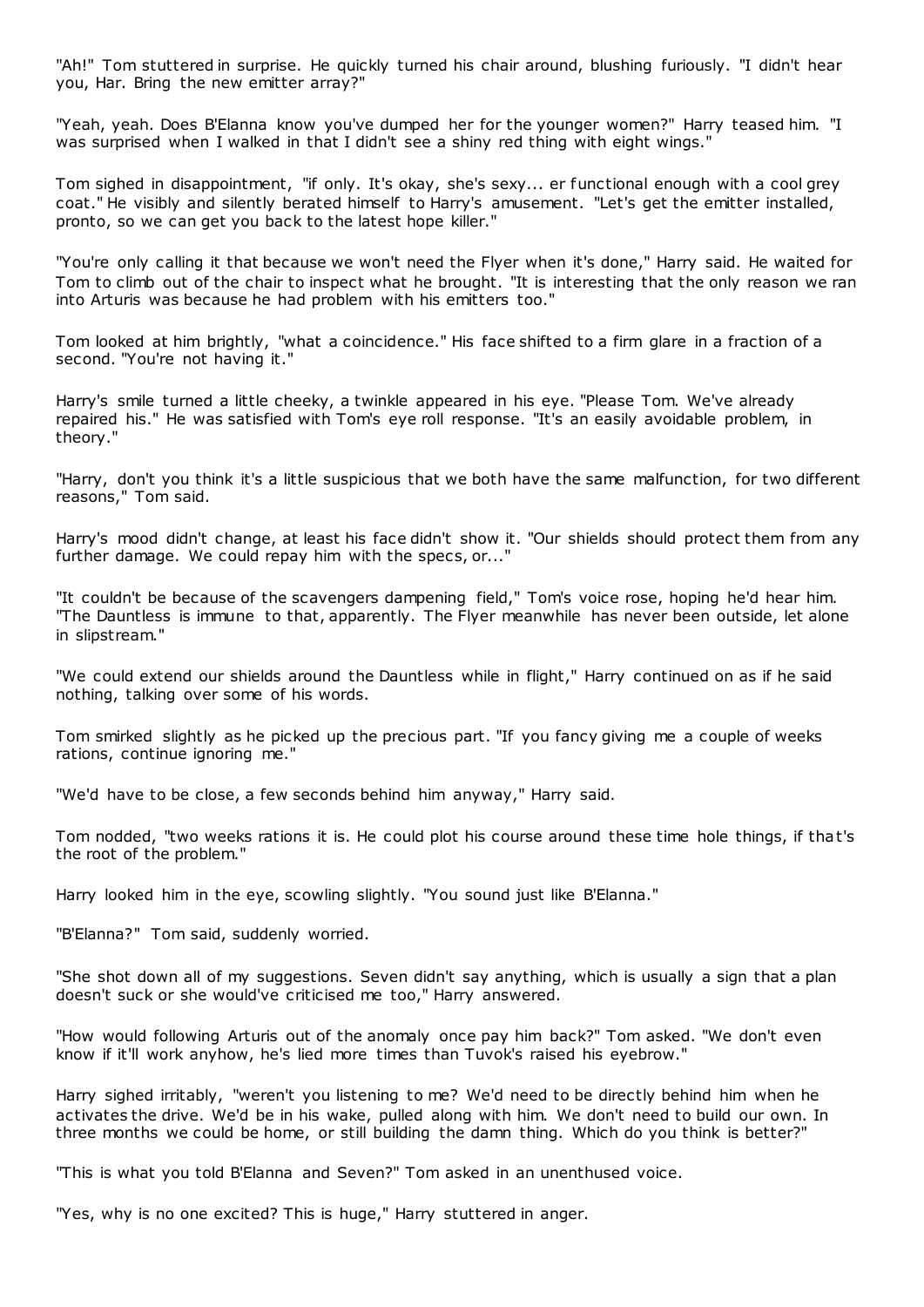"Ah!" Tom stuttered in surprise. He quickly turned his chair around, blushing furiously. "I didn't hear you, Har. Bring the new emitter array?"

"Yeah, yeah. Does B'Elanna know you've dumped her for the younger women?" Harry teased him. "I was surprised when I walked in that I didn't see a shiny red thing with eight wings."

Tom sighed in disappointment, "if only. It's okay, she's sexy... er functional enough with a cool grey coat." He visibly and silently berated himself to Harry's amusement. "Let's get the emitter installed, pronto, so we can get you back to the latest hope killer."

"You're only calling it that because we won't need the Flyer when it's done," Harry said. He waited for Tom to climb out of the chair to inspect what he brought. "It is interesting that the only reason we ran into Arturis was because he had problem with his emitters too."

Tom looked at him brightly, "what a coincidence." His face shifted to a firm glare in a fraction of a second. "You're not having it."

Harry's smile turned a little cheeky, a twinkle appeared in his eye. "Please Tom. We've already repaired his." He was satisfied with Tom's eye roll response. "It's an easily avoidable problem, in theory."

"Harry, don't you think it's a little suspicious that we both have the same malfunction, for two different reasons," Tom said.

Harry's mood didn't change, at least his face didn't show it. "Our shields should protect them from any further damage. We could repay him with the specs, or..."

"It couldn't be because of the scavengers dampening field," Tom's voice rose, hoping he'd hear him. "The Dauntless is immune to that, apparently. The Flyer meanwhile has never been outside, let alone in slipstream."

"We could extend our shields around the Dauntless while in flight," Harry continued on as if he said nothing, talking over some of his words.

Tom smirked slightly as he picked up the precious part. "If you fancy giving me a couple of weeks rations, continue ignoring me."

"We'd have to be close, a few seconds behind him anyway," Harry said.

Tom nodded, "two weeks rations it is. He could plot his course around these time hole things, if that's the root of the problem."

Harry looked him in the eye, scowling slightly. "You sound just like B'Elanna."

"B'Elanna?" Tom said, suddenly worried.

"She shot down all of my suggestions. Seven didn't say anything, which is usually a sign that a plan doesn't suck or she would've criticised me too," Harry answered.

"How would following Arturis out of the anomaly once pay him back?" Tom asked. "We don't even know if it'll work anyhow, he's lied more times than Tuvok's raised his eyebrow."

Harry sighed irritably, "weren't you listening to me? We'd need to be directly behind him when he activates the drive. We'd be in his wake, pulled along with him. We don't need to build our own. In three months we could be home, or still building the damn thing. Which do you think is better?"

"This is what you told B'Elanna and Seven?" Tom asked in an unenthused voice.

"Yes, why is no one excited? This is huge," Harry stuttered in anger.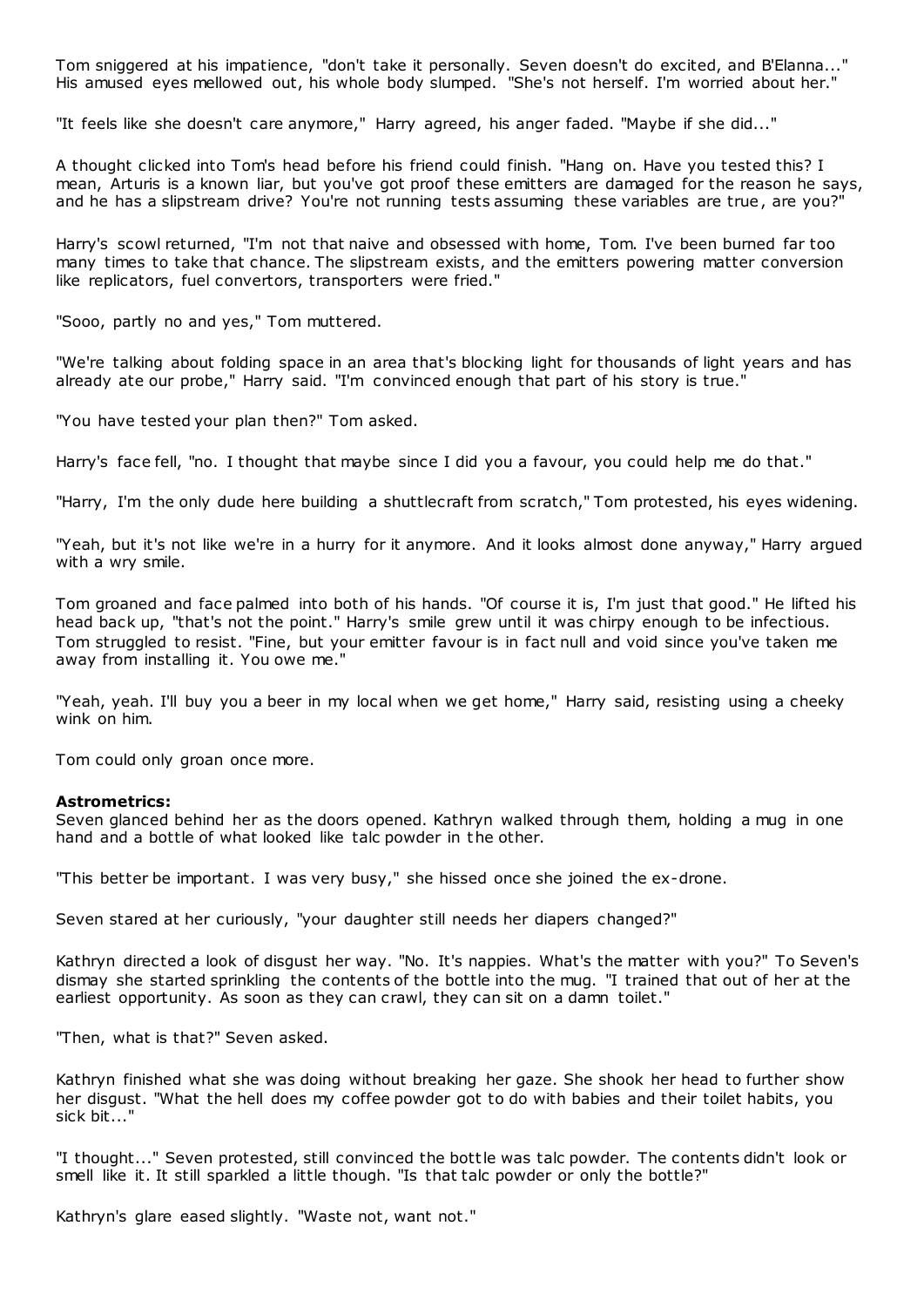Tom sniggered at his impatience, "don't take it personally. Seven doesn't do excited, and B'Elanna..." His amused eyes mellowed out, his whole body slumped. "She's not herself. I'm worried about her."

"It feels like she doesn't care anymore," Harry agreed, his anger faded. "Maybe if she did..."

A thought clicked into Tom's head before his friend could finish. "Hang on. Have you tested this? I mean, Arturis is a known liar, but you've got proof these emitters are damaged for the reason he says, and he has a slipstream drive? You're not running tests assuming these variables are true, are you?"

Harry's scowl returned, "I'm not that naive and obsessed with home, Tom. I've been burned far too many times to take that chance. The slipstream exists, and the emitters powering matter conversion like replicators, fuel convertors, transporters were fried."

"Sooo, partly no and yes," Tom muttered.

"We're talking about folding space in an area that's blocking light for thousands of light years and has already ate our probe," Harry said. "I'm convinced enough that part of his story is true."

"You have tested your plan then?" Tom asked.

Harry's face fell, "no. I thought that maybe since I did you a favour, you could help me do that."

"Harry, I'm the only dude here building a shuttlecraft from scratch," Tom protested, his eyes widening.

"Yeah, but it's not like we're in a hurry for it anymore. And it looks almost done anyway," Harry argued with a wry smile.

Tom groaned and face palmed into both of his hands. "Of course it is, I'm just that good." He lifted his head back up, "that's not the point." Harry's smile grew until it was chirpy enough to be infectious. Tom struggled to resist. "Fine, but your emitter favour is in fact null and void since you've taken me away from installing it. You owe me."

"Yeah, yeah. I'll buy you a beer in my local when we get home," Harry said, resisting using a cheeky wink on him.

Tom could only groan once more.

**Astrometrics:**
Seven glanced behind her as the doors opened. Kathryn walked through them, holding a mug in one hand and a bottle of what looked like talc powder in the other.

"This better be important. I was very busy," she hissed once she joined the ex-drone.

Seven stared at her curiously, "your daughter still needs her diapers changed?"

Kathryn directed a look of disgust her way. "No. It's nappies. What's the matter with you?" To Seven's dismay she started sprinkling the contents of the bottle into the mug. "I trained that out of her at the earliest opportunity. As soon as they can crawl, they can sit on a damn toilet."

"Then, what is that?" Seven asked.

Kathryn finished what she was doing without breaking her gaze. She shook her head to further show her disgust. "What the hell does my coffee powder got to do with babies and their toilet habits, you sick bit..."

"I thought..." Seven protested, still convinced the bottle was talc powder. The contents didn't look or smell like it. It still sparkled a little though. "Is that talc powder or only the bottle?"

Kathryn's glare eased slightly. "Waste not, want not."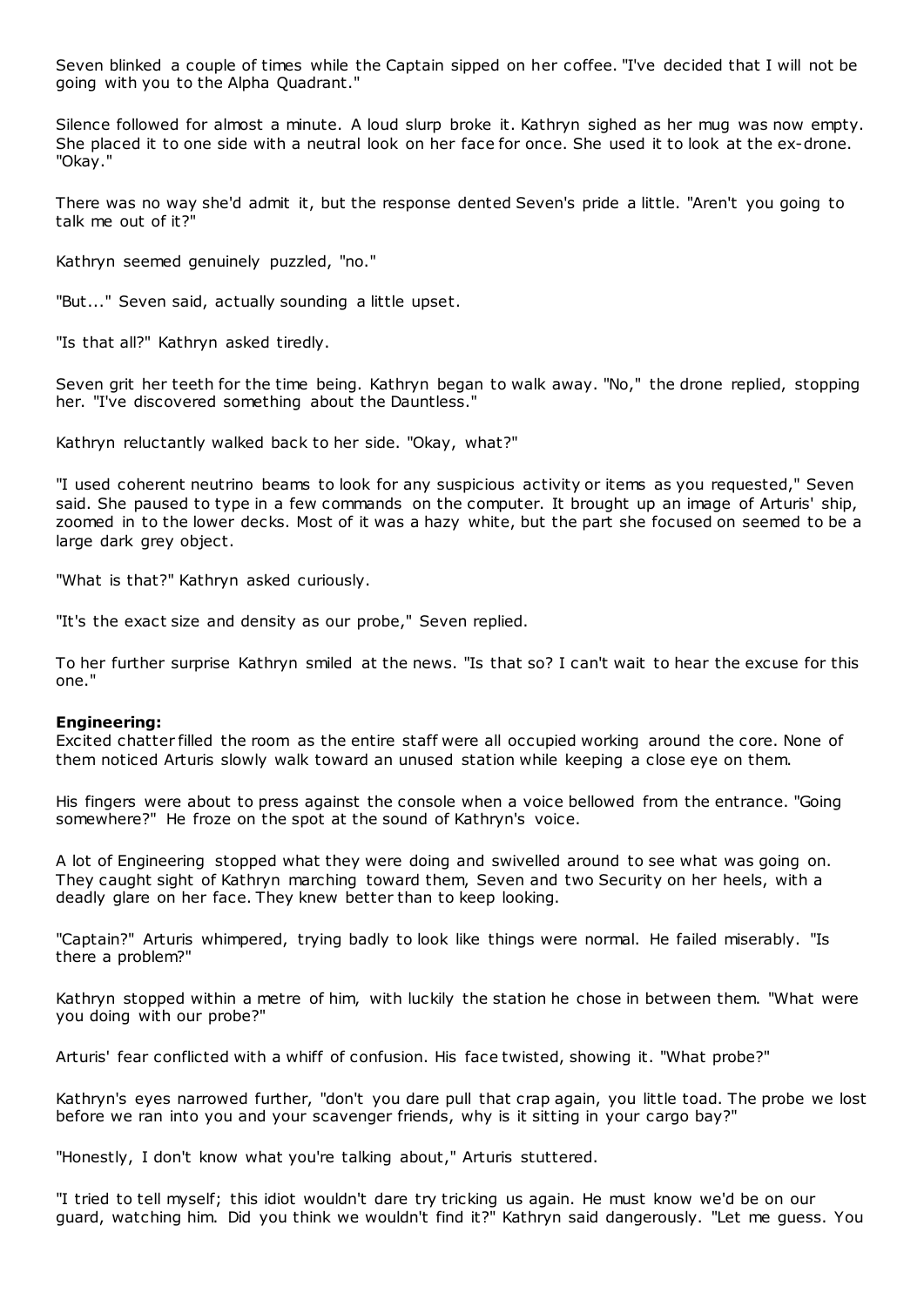Seven blinked a couple of times while the Captain sipped on her coffee. "I've decided that I will not be going with you to the Alpha Quadrant."

Silence followed for almost a minute. A loud slurp broke it. Kathryn sighed as her mug was now empty. She placed it to one side with a neutral look on her face for once. She used it to look at the ex-drone. "Okay."

There was no way she'd admit it, but the response dented Seven's pride a little. "Aren't you going to talk me out of it?"

Kathryn seemed genuinely puzzled, "no."

"But..." Seven said, actually sounding a little upset.

"Is that all?" Kathryn asked tiredly.

Seven grit her teeth for the time being. Kathryn began to walk away. "No," the drone replied, stopping her. "I've discovered something about the Dauntless."

Kathryn reluctantly walked back to her side. "Okay, what?"

"I used coherent neutrino beams to look for any suspicious activity or items as you requested," Seven said. She paused to type in a few commands on the computer. It brought up an image of Arturis' ship, zoomed in to the lower decks. Most of it was a hazy white, but the part she focused on seemed to be a large dark grey object.

"What is that?" Kathryn asked curiously.

"It's the exact size and density as our probe," Seven replied.

To her further surprise Kathryn smiled at the news. "Is that so? I can't wait to hear the excuse for this one."

**Engineering:**
Excited chatter filled the room as the entire staff were all occupied working around the core. None of them noticed Arturis slowly walk toward an unused station while keeping a close eye on them.

His fingers were about to press against the console when a voice bellowed from the entrance. "Going somewhere?" He froze on the spot at the sound of Kathryn's voice.

A lot of Engineering stopped what they were doing and swivelled around to see what was going on. They caught sight of Kathryn marching toward them, Seven and two Security on her heels, with a deadly glare on her face. They knew better than to keep looking.

"Captain?" Arturis whimpered, trying badly to look like things were normal. He failed miserably. "Is there a problem?"

Kathryn stopped within a metre of him, with luckily the station he chose in between them. "What were you doing with our probe?"

Arturis' fear conflicted with a whiff of confusion. His face twisted, showing it. "What probe?"

Kathryn's eyes narrowed further, "don't you dare pull that crap again, you little toad. The probe we lost before we ran into you and your scavenger friends, why is it sitting in your cargo bay?"

"Honestly, I don't know what you're talking about," Arturis stuttered.

"I tried to tell myself; this idiot wouldn't dare try tricking us again. He must know we'd be on our guard, watching him. Did you think we wouldn't find it?" Kathryn said dangerously. "Let me guess. You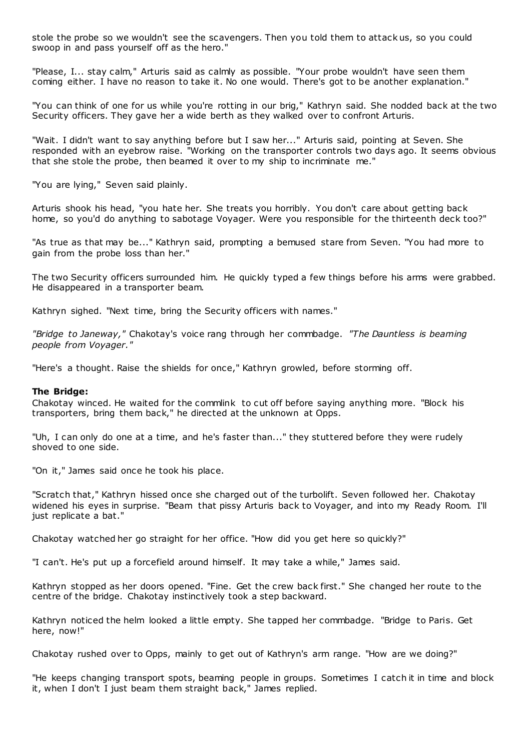stole the probe so we wouldn't see the scavengers. Then you told them to attack us, so you could swoop in and pass yourself off as the hero."

"Please, I... stay calm," Arturis said as calmly as possible. "Your probe wouldn't have seen them coming either. I have no reason to take it. No one would. There's got to be another explanation."

"You can think of one for us while you're rotting in our brig," Kathryn said. She nodded back at the two Security officers. They gave her a wide berth as they walked over to confront Arturis.

"Wait. I didn't want to say anything before but I saw her..." Arturis said, pointing at Seven. She responded with an eyebrow raise. "Working on the transporter controls two days ago. It seems obvious that she stole the probe, then beamed it over to my ship to incriminate me."

"You are lying," Seven said plainly.

Arturis shook his head, "you hate her. She treats you horribly. You don't care about getting back home, so you'd do anything to sabotage Voyager. Were you responsible for the thirteenth deck too?"

"As true as that may be..." Kathryn said, prompting a bemused stare from Seven. "You had more to gain from the probe loss than her."

The two Security officers surrounded him. He quickly typed a few things before his arms were grabbed. He disappeared in a transporter beam.

Kathryn sighed. "Next time, bring the Security officers with names."

*"Bridge to Janeway,"* Chakotay's voice rang through her commbadge. *"The Dauntless is beaming people from Voyager."*

"Here's a thought. Raise the shields for once," Kathryn growled, before storming off.

**The Bridge:**

Chakotay winced. He waited for the commlink to cut off before saying anything more. "Block his transporters, bring them back," he directed at the unknown at Opps.

"Uh, I can only do one at a time, and he's faster than..." they stuttered before they were rudely shoved to one side.

"On it," James said once he took his place.

"Scratch that," Kathryn hissed once she charged out of the turbolift. Seven followed her. Chakotay widened his eyes in surprise. "Beam that pissy Arturis back to Voyager, and into my Ready Room. I'll just replicate a bat."

Chakotay watched her go straight for her office. "How did you get here so quickly?"

"I can't. He's put up a forcefield around himself. It may take a while," James said.

Kathryn stopped as her doors opened. "Fine. Get the crew back first." She changed her route to the centre of the bridge. Chakotay instinctively took a step backward.

Kathryn noticed the helm looked a little empty. She tapped her commbadge. "Bridge to Paris. Get here, now!"

Chakotay rushed over to Opps, mainly to get out of Kathryn's arm range. "How are we doing?"

"He keeps changing transport spots, beaming people in groups. Sometimes I catch it in time and block it, when I don't I just beam them straight back," James replied.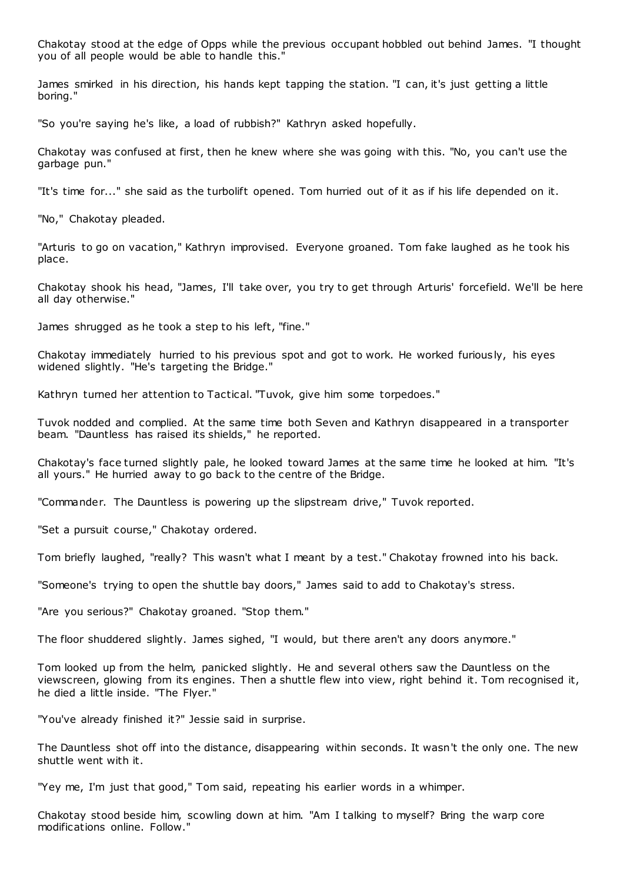Chakotay stood at the edge of Opps while the previous occupant hobbled out behind James. "I thought you of all people would be able to handle this."

James smirked in his direction, his hands kept tapping the station. "I can, it's just getting a little boring."

"So you're saying he's like, a load of rubbish?" Kathryn asked hopefully.

Chakotay was confused at first, then he knew where she was going with this. "No, you can't use the garbage pun."

"It's time for..." she said as the turbolift opened. Tom hurried out of it as if his life depended on it.

"No," Chakotay pleaded.

"Arturis to go on vacation," Kathryn improvised. Everyone groaned. Tom fake laughed as he took his place.

Chakotay shook his head, "James, I'll take over, you try to get through Arturis' forcefield. We'll be here all day otherwise."

James shrugged as he took a step to his left, "fine."

Chakotay immediately hurried to his previous spot and got to work. He worked furiously, his eyes widened slightly. "He's targeting the Bridge."

Kathryn turned her attention to Tactical. "Tuvok, give him some torpedoes."

Tuvok nodded and complied. At the same time both Seven and Kathryn disappeared in a transporter beam. "Dauntless has raised its shields," he reported.

Chakotay's face turned slightly pale, he looked toward James at the same time he looked at him. "It's all yours." He hurried away to go back to the centre of the Bridge.

"Commander. The Dauntless is powering up the slipstream drive," Tuvok reported.

"Set a pursuit course," Chakotay ordered.

Tom briefly laughed, "really? This wasn't what I meant by a test." Chakotay frowned into his back.

"Someone's trying to open the shuttle bay doors," James said to add to Chakotay's stress.

"Are you serious?" Chakotay groaned. "Stop them."

The floor shuddered slightly. James sighed, "I would, but there aren't any doors anymore."

Tom looked up from the helm, panicked slightly. He and several others saw the Dauntless on the viewscreen, glowing from its engines. Then a shuttle flew into view, right behind it. Tom recognised it, he died a little inside. "The Flyer."

"You've already finished it?" Jessie said in surprise.

The Dauntless shot off into the distance, disappearing within seconds. It wasn't the only one. The new shuttle went with it.

"Yey me, I'm just that good," Tom said, repeating his earlier words in a whimper.

Chakotay stood beside him, scowling down at him. "Am I talking to myself? Bring the warp core modifications online. Follow."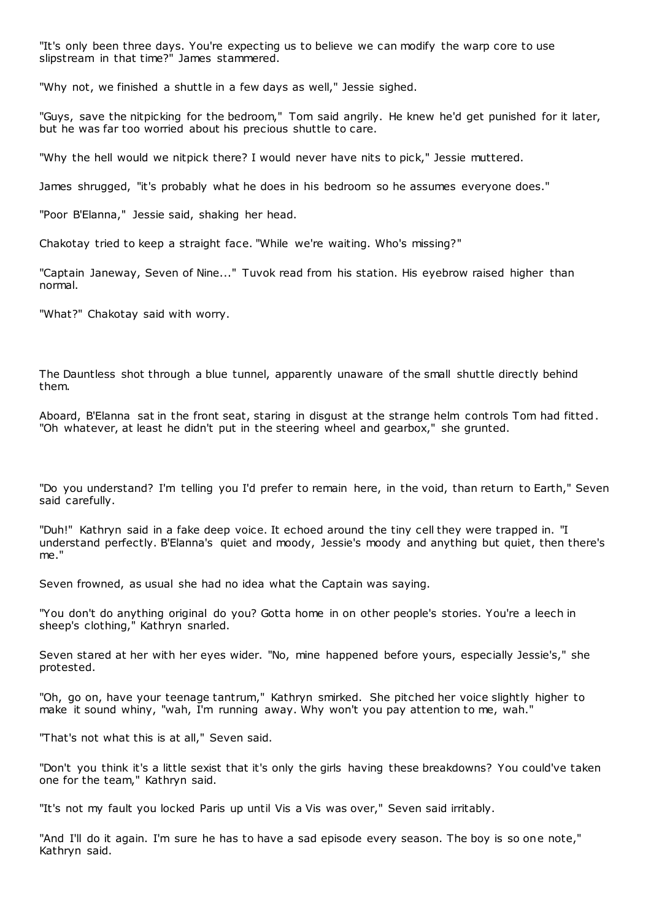"It's only been three days. You're expecting us to believe we can modify the warp core to use slipstream in that time?" James stammered.

"Why not, we finished a shuttle in a few days as well," Jessie sighed.

"Guys, save the nitpicking for the bedroom," Tom said angrily. He knew he'd get punished for it later, but he was far too worried about his precious shuttle to care.

"Why the hell would we nitpick there? I would never have nits to pick," Jessie muttered.

James shrugged, "it's probably what he does in his bedroom so he assumes everyone does."

"Poor B'Elanna," Jessie said, shaking her head.

Chakotay tried to keep a straight face. "While we're waiting. Who's missing?"

"Captain Janeway, Seven of Nine..." Tuvok read from his station. His eyebrow raised higher than normal.

"What?" Chakotay said with worry.

The Dauntless shot through a blue tunnel, apparently unaware of the small shuttle directly behind them.

Aboard, B'Elanna sat in the front seat, staring in disgust at the strange helm controls Tom had fitted. "Oh whatever, at least he didn't put in the steering wheel and gearbox," she grunted.

"Do you understand? I'm telling you I'd prefer to remain here, in the void, than return to Earth," Seven said carefully.

"Duh!" Kathryn said in a fake deep voice. It echoed around the tiny cell they were trapped in. "I understand perfectly. B'Elanna's quiet and moody, Jessie's moody and anything but quiet, then there's me."

Seven frowned, as usual she had no idea what the Captain was saying.

"You don't do anything original do you? Gotta home in on other people's stories. You're a leech in sheep's clothing," Kathryn snarled.

Seven stared at her with her eyes wider. "No, mine happened before yours, especially Jessie's," she protested.

"Oh, go on, have your teenage tantrum," Kathryn smirked. She pitched her voice slightly higher to make it sound whiny, "wah, I'm running away. Why won't you pay attention to me, wah."

"That's not what this is at all," Seven said.

"Don't you think it's a little sexist that it's only the girls having these breakdowns? You could've taken one for the team," Kathryn said.

"It's not my fault you locked Paris up until Vis a Vis was over," Seven said irritably.

"And I'll do it again. I'm sure he has to have a sad episode every season. The boy is so one note," Kathryn said.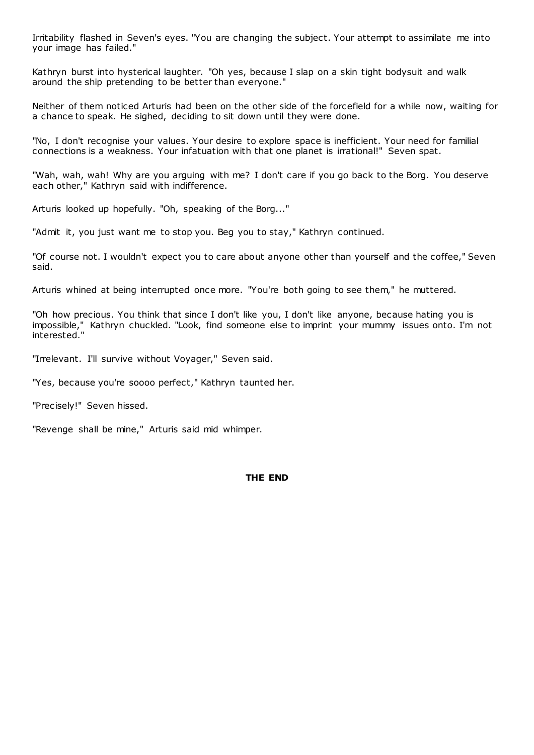Irritability flashed in Seven's eyes. "You are changing the subject. Your attempt to assimilate me into your image has failed."

Kathryn burst into hysterical laughter. "Oh yes, because I slap on a skin tight bodysuit and walk around the ship pretending to be better than everyone."

Neither of them noticed Arturis had been on the other side of the forcefield for a while now, waiting for a chance to speak. He sighed, deciding to sit down until they were done.

"No, I don't recognise your values. Your desire to explore space is inefficient. Your need for familial connections is a weakness. Your infatuation with that one planet is irrational!" Seven spat.

"Wah, wah, wah! Why are you arguing with me? I don't care if you go back to the Borg. You deserve each other," Kathryn said with indifference.

Arturis looked up hopefully. "Oh, speaking of the Borg..."

"Admit it, you just want me to stop you. Beg you to stay," Kathryn continued.

"Of course not. I wouldn't expect you to care about anyone other than yourself and the coffee," Seven said.

Arturis whined at being interrupted once more. "You're both going to see them," he muttered.

"Oh how precious. You think that since I don't like you, I don't like anyone, because hating you is impossible," Kathryn chuckled. "Look, find someone else to imprint your mummy issues onto. I'm not interested."

"Irrelevant. I'll survive without Voyager," Seven said.

"Yes, because you're soooo perfect," Kathryn taunted her.

"Precisely!" Seven hissed.

"Revenge shall be mine," Arturis said mid whimper.

**THE END**